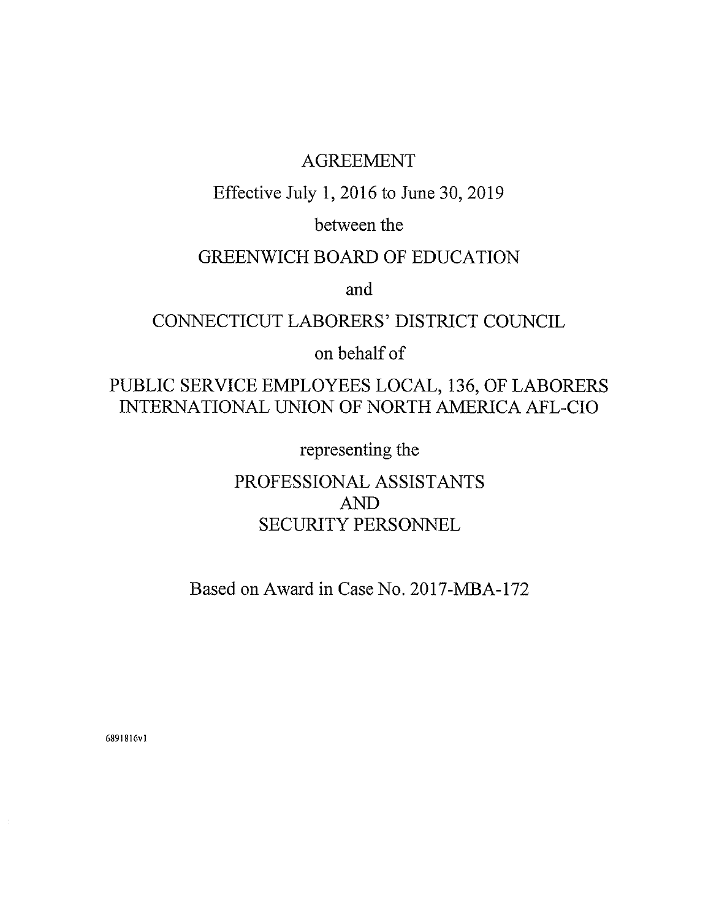# AGREEMENT

Effective July 1, 2016 to June 30, 2019

between the

GREENWICH BOARD OF EDUCATION

and

CONNECTICUT LABORERS' DISTRICT COUNCIL

on behalf of

PUBLIC SERVICE EMPLOYEES LOCAL, 136, OF LABORERS INTERNATIONAL UNION OF NORTH AMERICA AFL-CIO

representing the

PROFESSIONAL ASSISTANTS AND SECURITY PERSONNEL

Based on Award in Case No. 2017-MBA-172

6891816v1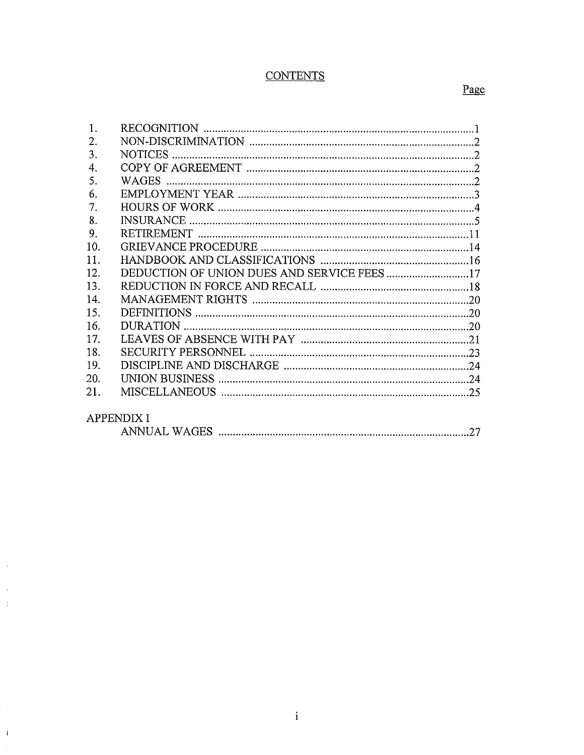# CONTENTS

| | | Page |
|---|---|---|
| 1. | RECOGNITION | 1 |
| 2. | NON-DISCRIMINATION | 2 |
| 3. | NOTICES | 2 |
| 4. | COPY OF AGREEMENT | 2 |
| 5. | WAGES | 2 |
| 6. | EMPLOYMENT YEAR | 3 |
| 7. | HOURS OF WORK | 4 |
| 8. | INSURANCE | 5 |
| 9. | RETIREMENT | 11 |
| 10. | GRIEVANCE PROCEDURE | 14 |
| 11. | HANDBOOK AND CLASSIFICATIONS | 16 |
| 12. | DEDUCTION OF UNION DUES AND SERVICE FEES | 17 |
| 13. | REDUCTION IN FORCE AND RECALL | 18 |
| 14. | MANAGEMENT RIGHTS | 20 |
| 15. | DEFINITIONS | 20 |
| 16. | DURATION | 20 |
| 17. | LEAVES OF ABSENCE WITH PAY | 21 |
| 18. | SECURITY PERSONNEL | 23 |
| 19. | DISCIPLINE AND DISCHARGE | 24 |
| 20. | UNION BUSINESS | 24 |
| 21. | MISCELLANEOUS | 25 |
| APPENDIX I | | |
| | ANNUAL WAGES | 27 |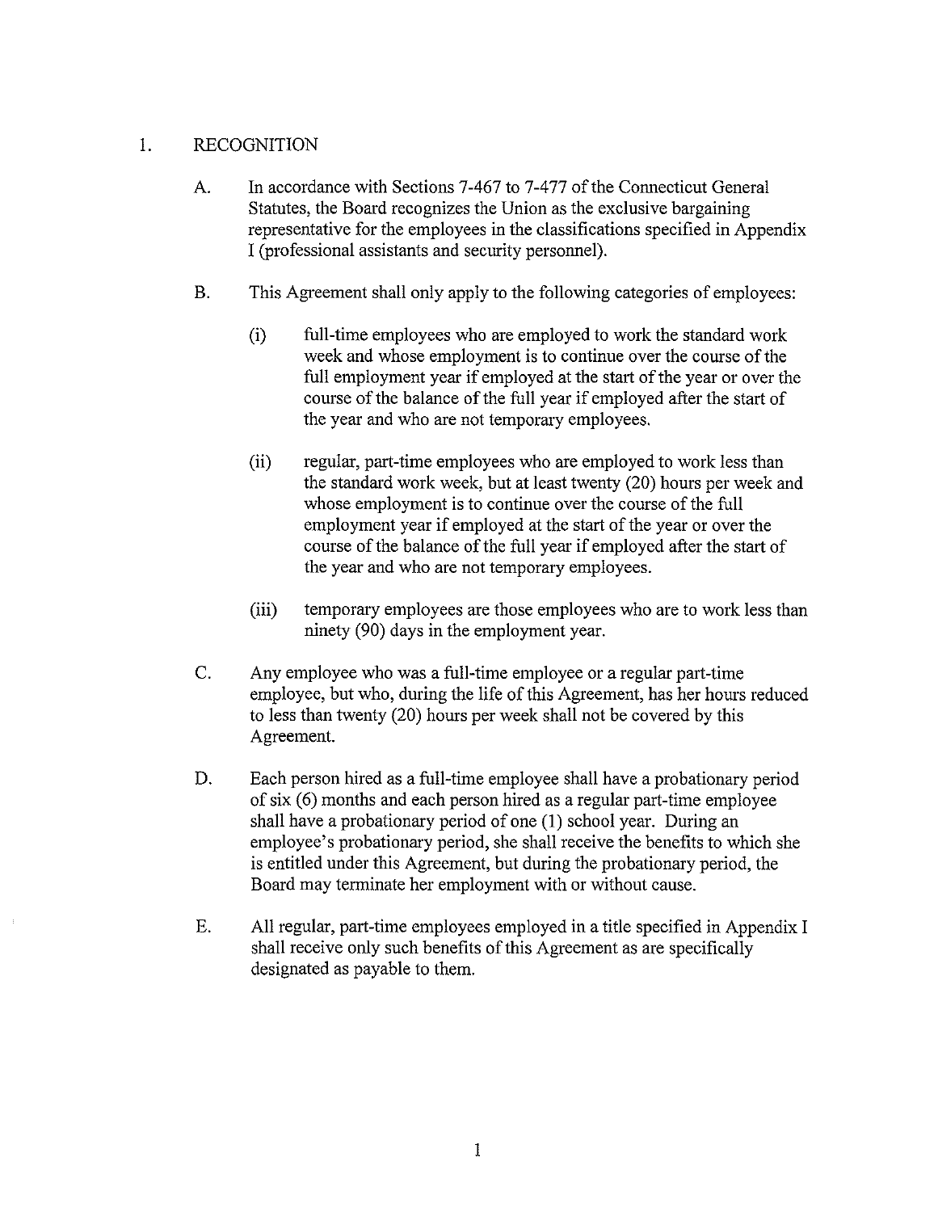# 1. RECOGNITION

A. In accordance with Sections 7-467 to 7-477 of the Connecticut General Statutes, the Board recognizes the Union as the exclusive bargaining representative for the employees in the classifications specified in Appendix I (professional assistants and security personnel).

B. This Agreement shall only apply to the following categories of employees:

(i) full-time employees who are employed to work the standard work week and whose employment is to continue over the course of the full employment year if employed at the start of the year or over the course of the balance of the full year if employed after the start of the year and who are not temporary employees.

(ii) regular, part-time employees who are employed to work less than the standard work week, but at least twenty (20) hours per week and whose employment is to continue over the course of the full employment year if employed at the start of the year or over the course of the balance of the full year if employed after the start of the year and who are not temporary employees.

(iii) temporary employees are those employees who are to work less than ninety (90) days in the employment year.

C. Any employee who was a full-time employee or a regular part-time employee, but who, during the life of this Agreement, has her hours reduced to less than twenty (20) hours per week shall not be covered by this Agreement.

D. Each person hired as a full-time employee shall have a probationary period of six (6) months and each person hired as a regular part-time employee shall have a probationary period of one (1) school year. During an employee's probationary period, she shall receive the benefits to which she is entitled under this Agreement, but during the probationary period, the Board may terminate her employment with or without cause.

E. All regular, part-time employees employed in a title specified in Appendix I shall receive only such benefits of this Agreement as are specifically designated as payable to them.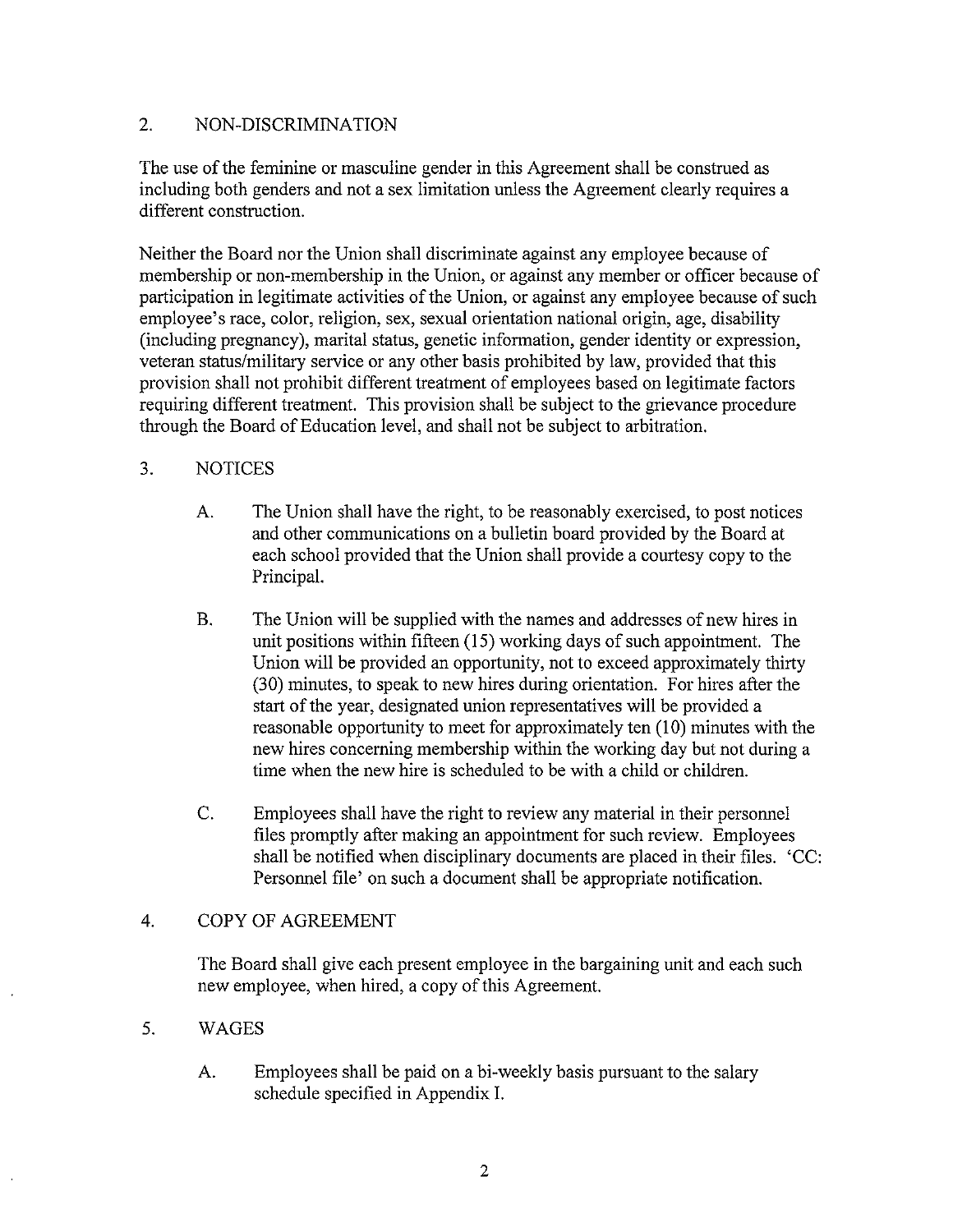## 2. NON-DISCRIMINATION

The use of the feminine or masculine gender in this Agreement shall be construed as including both genders and not a sex limitation unless the Agreement clearly requires a different construction.

Neither the Board nor the Union shall discriminate against any employee because of membership or non-membership in the Union, or against any member or officer because of participation in legitimate activities of the Union, or against any employee because of such employee's race, color, religion, sex, sexual orientation national origin, age, disability (including pregnancy), marital status, genetic information, gender identity or expression, veteran status/military service or any other basis prohibited by law, provided that this provision shall not prohibit different treatment of employees based on legitimate factors requiring different treatment. This provision shall be subject to the grievance procedure through the Board of Education level, and shall not be subject to arbitration.

## 3. NOTICES

A. The Union shall have the right, to be reasonably exercised, to post notices and other communications on a bulletin board provided by the Board at each school provided that the Union shall provide a courtesy copy to the Principal.

B. The Union will be supplied with the names and addresses of new hires in unit positions within fifteen (15) working days of such appointment. The Union will be provided an opportunity, not to exceed approximately thirty (30) minutes, to speak to new hires during orientation. For hires after the start of the year, designated union representatives will be provided a reasonable opportunity to meet for approximately ten (10) minutes with the new hires concerning membership within the working day but not during a time when the new hire is scheduled to be with a child or children.

C. Employees shall have the right to review any material in their personnel files promptly after making an appointment for such review. Employees shall be notified when disciplinary documents are placed in their files. 'CC: Personnel file' on such a document shall be appropriate notification.

## 4. COPY OF AGREEMENT

The Board shall give each present employee in the bargaining unit and each such new employee, when hired, a copy of this Agreement.

## 5. WAGES

A. Employees shall be paid on a bi-weekly basis pursuant to the salary schedule specified in Appendix I.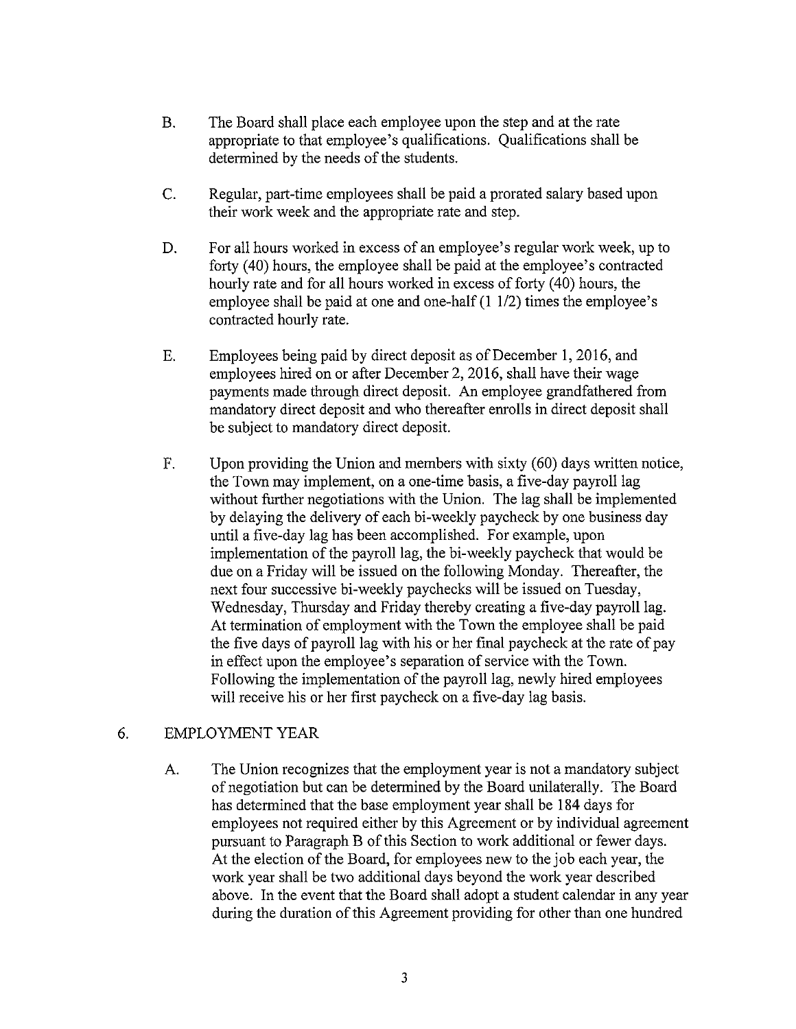B. The Board shall place each employee upon the step and at the rate appropriate to that employee's qualifications. Qualifications shall be determined by the needs of the students.

C. Regular, part-time employees shall be paid a prorated salary based upon their work week and the appropriate rate and step.

D. For all hours worked in excess of an employee's regular work week, up to forty (40) hours, the employee shall be paid at the employee's contracted hourly rate and for all hours worked in excess of forty (40) hours, the employee shall be paid at one and one-half (1 1/2) times the employee's contracted hourly rate.

E. Employees being paid by direct deposit as of December 1, 2016, and employees hired on or after December 2, 2016, shall have their wage payments made through direct deposit. An employee grandfathered from mandatory direct deposit and who thereafter enrolls in direct deposit shall be subject to mandatory direct deposit.

F. Upon providing the Union and members with sixty (60) days written notice, the Town may implement, on a one-time basis, a five-day payroll lag without further negotiations with the Union. The lag shall be implemented by delaying the delivery of each bi-weekly paycheck by one business day until a five-day lag has been accomplished. For example, upon implementation of the payroll lag, the bi-weekly paycheck that would be due on a Friday will be issued on the following Monday. Thereafter, the next four successive bi-weekly paychecks will be issued on Tuesday, Wednesday, Thursday and Friday thereby creating a five-day payroll lag. At termination of employment with the Town the employee shall be paid the five days of payroll lag with his or her final paycheck at the rate of pay in effect upon the employee's separation of service with the Town. Following the implementation of the payroll lag, newly hired employees will receive his or her first paycheck on a five-day lag basis.

## 6. EMPLOYMENT YEAR

A. The Union recognizes that the employment year is not a mandatory subject of negotiation but can be determined by the Board unilaterally. The Board has determined that the base employment year shall be 184 days for employees not required either by this Agreement or by individual agreement pursuant to Paragraph B of this Section to work additional or fewer days. At the election of the Board, for employees new to the job each year, the work year shall be two additional days beyond the work year described above. In the event that the Board shall adopt a student calendar in any year during the duration of this Agreement providing for other than one hundred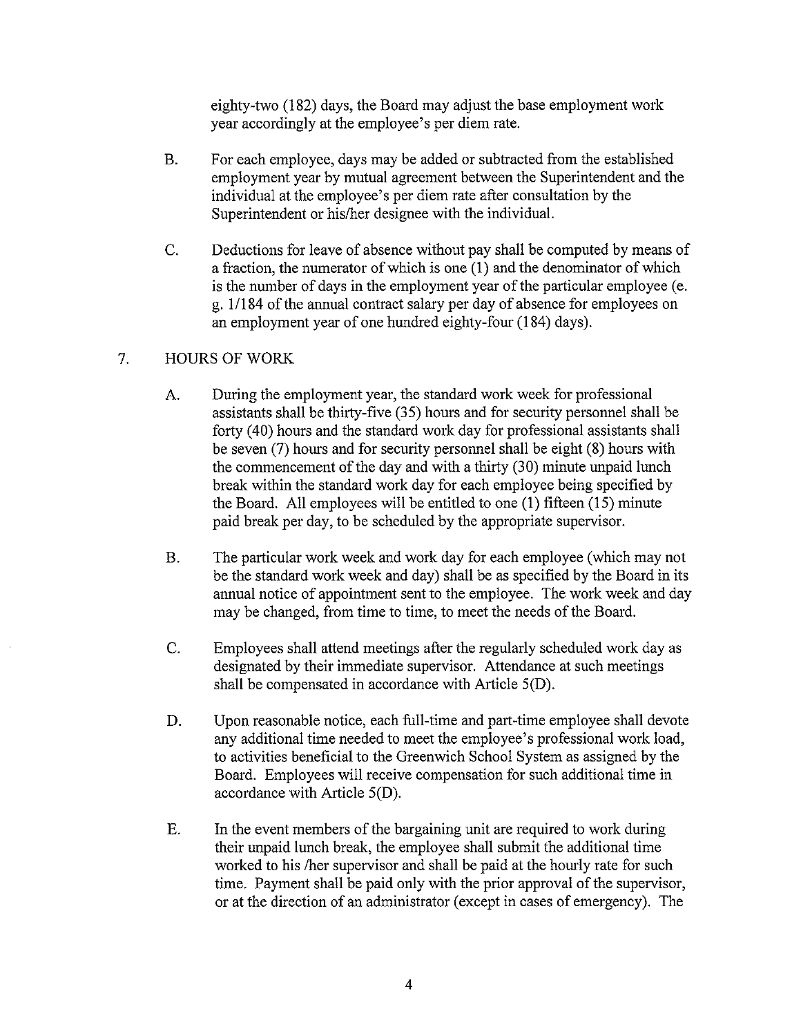eighty-two (182) days, the Board may adjust the base employment work year accordingly at the employee's per diem rate.

B. For each employee, days may be added or subtracted from the established employment year by mutual agreement between the Superintendent and the individual at the employee's per diem rate after consultation by the Superintendent or his/her designee with the individual.

C. Deductions for leave of absence without pay shall be computed by means of a fraction, the numerator of which is one (1) and the denominator of which is the number of days in the employment year of the particular employee (e. g. 1/184 of the annual contract salary per day of absence for employees on an employment year of one hundred eighty-four (184) days).

7. HOURS OF WORK

A. During the employment year, the standard work week for professional assistants shall be thirty-five (35) hours and for security personnel shall be forty (40) hours and the standard work day for professional assistants shall be seven (7) hours and for security personnel shall be eight (8) hours with the commencement of the day and with a thirty (30) minute unpaid lunch break within the standard work day for each employee being specified by the Board. All employees will be entitled to one (1) fifteen (15) minute paid break per day, to be scheduled by the appropriate supervisor.

B. The particular work week and work day for each employee (which may not be the standard work week and day) shall be as specified by the Board in its annual notice of appointment sent to the employee. The work week and day may be changed, from time to time, to meet the needs of the Board.

C. Employees shall attend meetings after the regularly scheduled work day as designated by their immediate supervisor. Attendance at such meetings shall be compensated in accordance with Article 5(D).

D. Upon reasonable notice, each full-time and part-time employee shall devote any additional time needed to meet the employee's professional work load, to activities beneficial to the Greenwich School System as assigned by the Board. Employees will receive compensation for such additional time in accordance with Article 5(D).

E. In the event members of the bargaining unit are required to work during their unpaid lunch break, the employee shall submit the additional time worked to his /her supervisor and shall be paid at the hourly rate for such time. Payment shall be paid only with the prior approval of the supervisor, or at the direction of an administrator (except in cases of emergency). The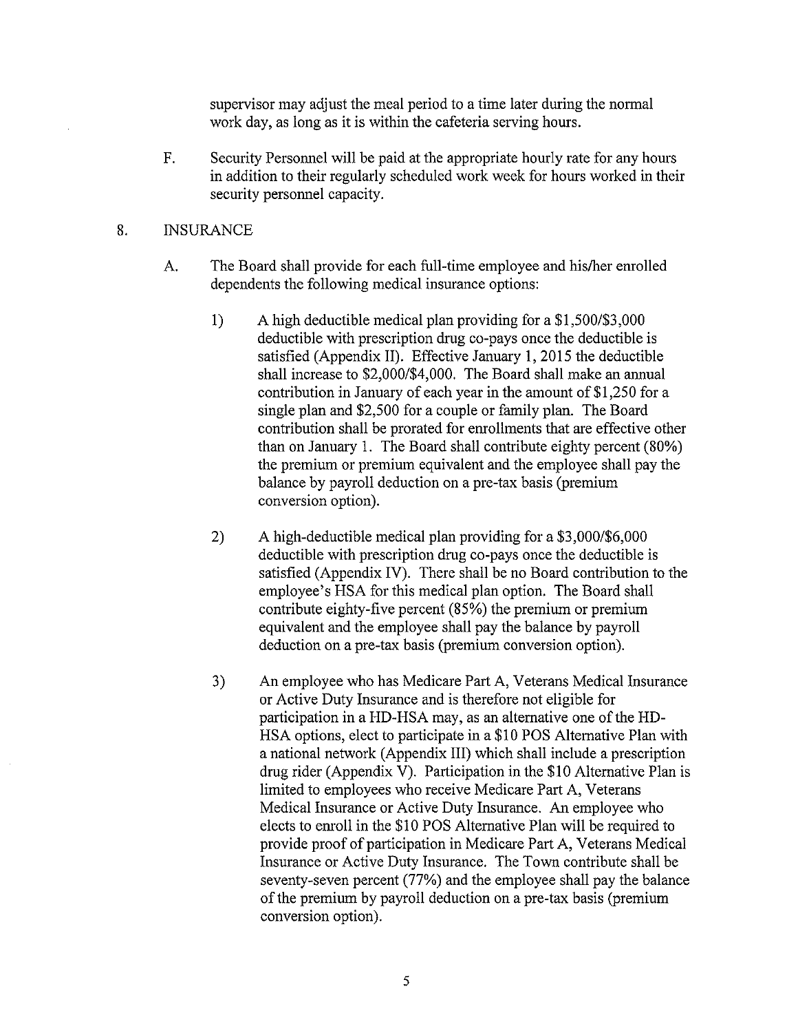supervisor may adjust the meal period to a time later during the normal work day, as long as it is within the cafeteria serving hours.

F. Security Personnel will be paid at the appropriate hourly rate for any hours in addition to their regularly scheduled work week for hours worked in their security personnel capacity.

8. INSURANCE

A. The Board shall provide for each full-time employee and his/her enrolled dependents the following medical insurance options:

1) A high deductible medical plan providing for a $1,500/$3,000 deductible with prescription drug co-pays once the deductible is satisfied (Appendix II). Effective January 1, 2015 the deductible shall increase to $2,000/$4,000. The Board shall make an annual contribution in January of each year in the amount of $1,250 for a single plan and $2,500 for a couple or family plan. The Board contribution shall be prorated for enrollments that are effective other than on January 1. The Board shall contribute eighty percent (80%) the premium or premium equivalent and the employee shall pay the balance by payroll deduction on a pre-tax basis (premium conversion option).

2) A high-deductible medical plan providing for a $3,000/$6,000 deductible with prescription drug co-pays once the deductible is satisfied (Appendix IV). There shall be no Board contribution to the employee's HSA for this medical plan option. The Board shall contribute eighty-five percent (85%) the premium or premium equivalent and the employee shall pay the balance by payroll deduction on a pre-tax basis (premium conversion option).

3) An employee who has Medicare Part A, Veterans Medical Insurance or Active Duty Insurance and is therefore not eligible for participation in a HD-HSA may, as an alternative one of the HD-HSA options, elect to participate in a $10 POS Alternative Plan with a national network (Appendix III) which shall include a prescription drug rider (Appendix V). Participation in the $10 Alternative Plan is limited to employees who receive Medicare Part A, Veterans Medical Insurance or Active Duty Insurance. An employee who elects to enroll in the $10 POS Alternative Plan will be required to provide proof of participation in Medicare Part A, Veterans Medical Insurance or Active Duty Insurance. The Town contribute shall be seventy-seven percent (77%) and the employee shall pay the balance of the premium by payroll deduction on a pre-tax basis (premium conversion option).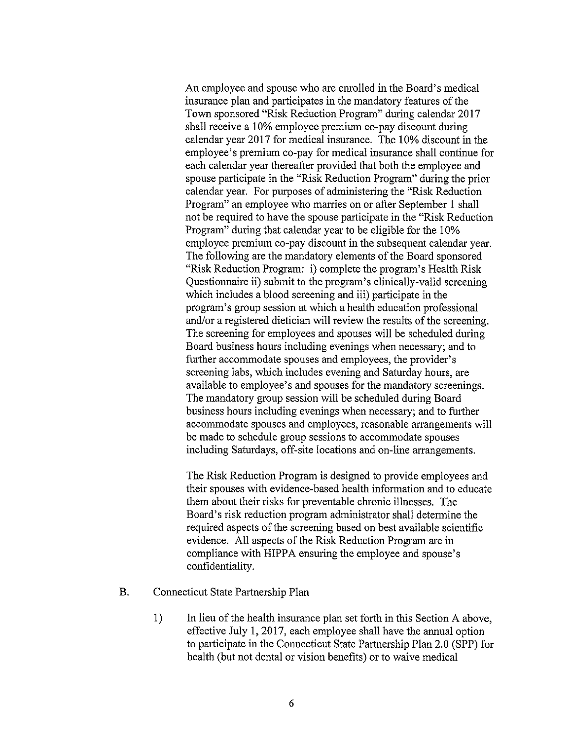An employee and spouse who are enrolled in the Board's medical insurance plan and participates in the mandatory features of the Town sponsored "Risk Reduction Program" during calendar 2017 shall receive a 10% employee premium co-pay discount during calendar year 2017 for medical insurance. The 10% discount in the employee's premium co-pay for medical insurance shall continue for each calendar year thereafter provided that both the employee and spouse participate in the "Risk Reduction Program" during the prior calendar year. For purposes of administering the "Risk Reduction Program" an employee who marries on or after September 1 shall not be required to have the spouse participate in the "Risk Reduction Program" during that calendar year to be eligible for the 10% employee premium co-pay discount in the subsequent calendar year. The following are the mandatory elements of the Board sponsored "Risk Reduction Program: i) complete the program's Health Risk Questionnaire ii) submit to the program's clinically-valid screening which includes a blood screening and iii) participate in the program's group session at which a health education professional and/or a registered dietician will review the results of the screening. The screening for employees and spouses will be scheduled during Board business hours including evenings when necessary; and to further accommodate spouses and employees, the provider's screening labs, which includes evening and Saturday hours, are available to employee's and spouses for the mandatory screenings. The mandatory group session will be scheduled during Board business hours including evenings when necessary; and to further accommodate spouses and employees, reasonable arrangements will be made to schedule group sessions to accommodate spouses including Saturdays, off-site locations and on-line arrangements.

The Risk Reduction Program is designed to provide employees and their spouses with evidence-based health information and to educate them about their risks for preventable chronic illnesses. The Board's risk reduction program administrator shall determine the required aspects of the screening based on best available scientific evidence. All aspects of the Risk Reduction Program are in compliance with HIPPA ensuring the employee and spouse's confidentiality.

B. Connecticut State Partnership Plan

1) In lieu of the health insurance plan set forth in this Section A above, effective July 1, 2017, each employee shall have the annual option to participate in the Connecticut State Partnership Plan 2.0 (SPP) for health (but not dental or vision benefits) or to waive medical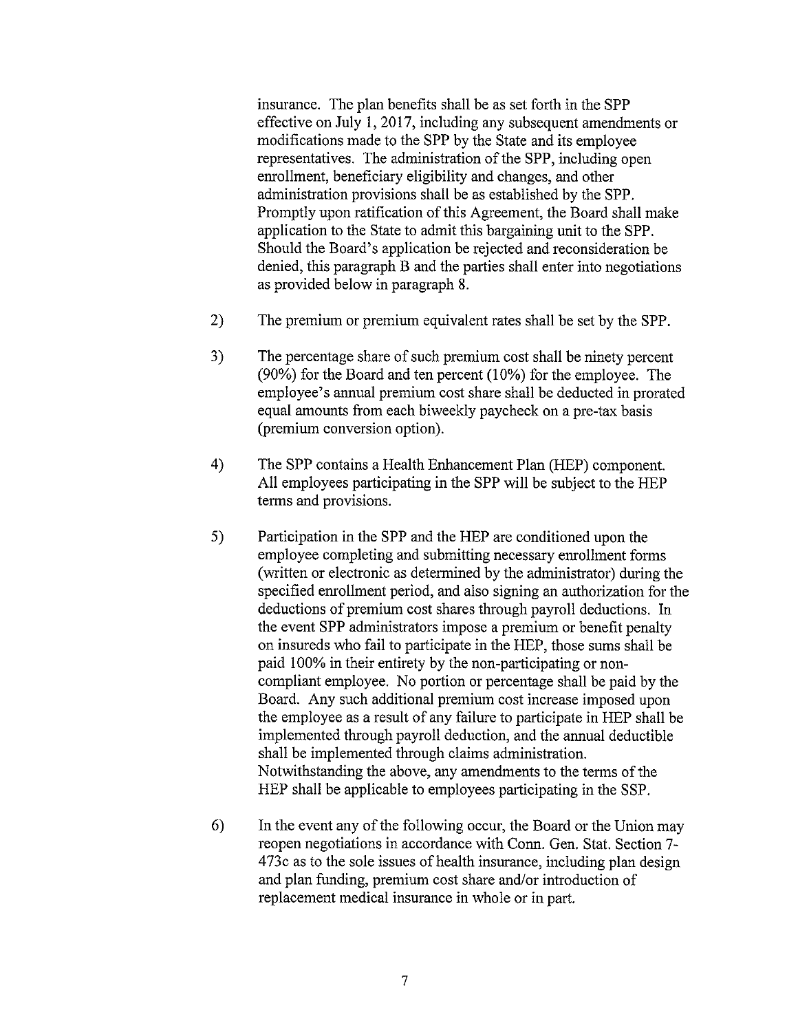insurance. The plan benefits shall be as set forth in the SPP effective on July 1, 2017, including any subsequent amendments or modifications made to the SPP by the State and its employee representatives. The administration of the SPP, including open enrollment, beneficiary eligibility and changes, and other administration provisions shall be as established by the SPP. Promptly upon ratification of this Agreement, the Board shall make application to the State to admit this bargaining unit to the SPP. Should the Board's application be rejected and reconsideration be denied, this paragraph B and the parties shall enter into negotiations as provided below in paragraph 8.

2) The premium or premium equivalent rates shall be set by the SPP.

3) The percentage share of such premium cost shall be ninety percent (90%) for the Board and ten percent (10%) for the employee. The employee's annual premium cost share shall be deducted in prorated equal amounts from each biweekly paycheck on a pre-tax basis (premium conversion option).

4) The SPP contains a Health Enhancement Plan (HEP) component. All employees participating in the SPP will be subject to the HEP terms and provisions.

5) Participation in the SPP and the HEP are conditioned upon the employee completing and submitting necessary enrollment forms (written or electronic as determined by the administrator) during the specified enrollment period, and also signing an authorization for the deductions of premium cost shares through payroll deductions. In the event SPP administrators impose a premium or benefit penalty on insureds who fail to participate in the HEP, those sums shall be paid 100% in their entirety by the non-participating or non-compliant employee. No portion or percentage shall be paid by the Board. Any such additional premium cost increase imposed upon the employee as a result of any failure to participate in HEP shall be implemented through payroll deduction, and the annual deductible shall be implemented through claims administration. Notwithstanding the above, any amendments to the terms of the HEP shall be applicable to employees participating in the SSP.

6) In the event any of the following occur, the Board or the Union may reopen negotiations in accordance with Conn. Gen. Stat. Section 7-473c as to the sole issues of health insurance, including plan design and plan funding, premium cost share and/or introduction of replacement medical insurance in whole or in part.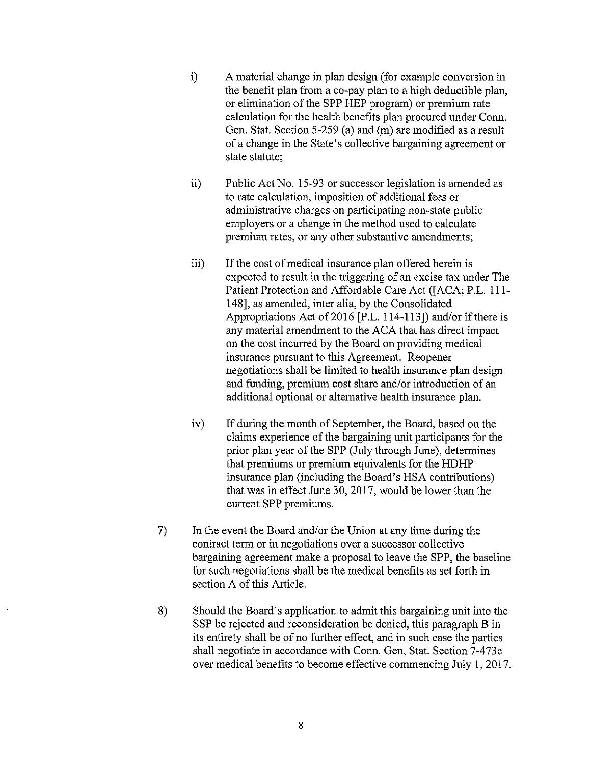i) A material change in plan design (for example conversion in the benefit plan from a co-pay plan to a high deductible plan, or elimination of the SPP HEP program) or premium rate calculation for the health benefits plan procured under Conn. Gen. Stat. Section 5-259 (a) and (m) are modified as a result of a change in the State's collective bargaining agreement or state statute;

ii) Public Act No. 15-93 or successor legislation is amended as to rate calculation, imposition of additional fees or administrative charges on participating non-state public employers or a change in the method used to calculate premium rates, or any other substantive amendments;

iii) If the cost of medical insurance plan offered herein is expected to result in the triggering of an excise tax under The Patient Protection and Affordable Care Act ([ACA; P.L. 111-148], as amended, inter alia, by the Consolidated Appropriations Act of 2016 [P.L. 114-113]) and/or if there is any material amendment to the ACA that has direct impact on the cost incurred by the Board on providing medical insurance pursuant to this Agreement. Reopener negotiations shall be limited to health insurance plan design and funding, premium cost share and/or introduction of an additional optional or alternative health insurance plan.

iv) If during the month of September, the Board, based on the claims experience of the bargaining unit participants for the prior plan year of the SPP (July through June), determines that premiums or premium equivalents for the HDHP insurance plan (including the Board's HSA contributions) that was in effect June 30, 2017, would be lower than the current SPP premiums.

7) In the event the Board and/or the Union at any time during the contract term or in negotiations over a successor collective bargaining agreement make a proposal to leave the SPP, the baseline for such negotiations shall be the medical benefits as set forth in section A of this Article.

8) Should the Board's application to admit this bargaining unit into the SSP be rejected and reconsideration be denied, this paragraph B in its entirety shall be of no further effect, and in such case the parties shall negotiate in accordance with Conn. Gen, Stat. Section 7-473c over medical benefits to become effective commencing July 1, 2017.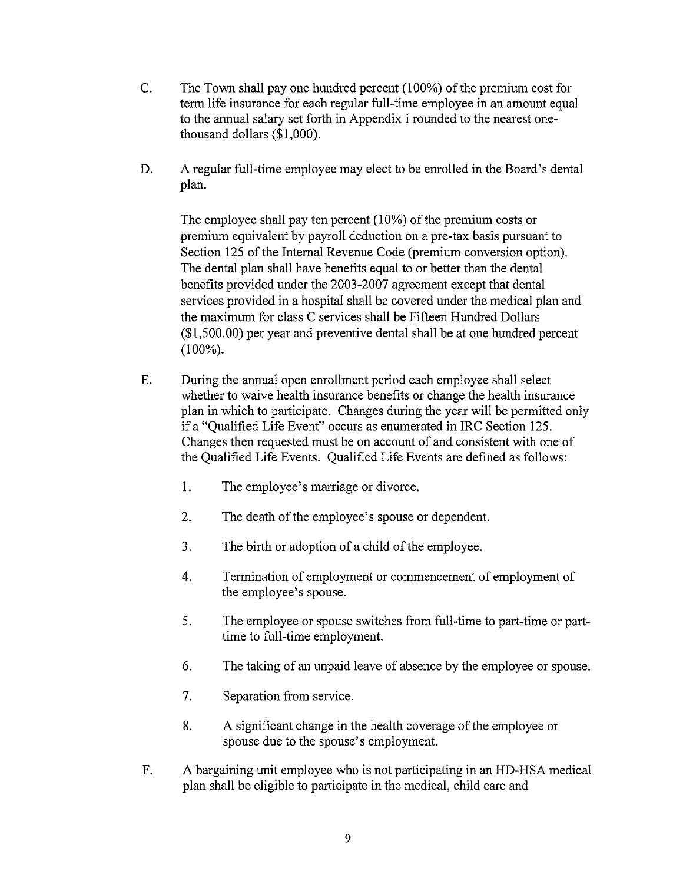C. The Town shall pay one hundred percent (100%) of the premium cost for term life insurance for each regular full-time employee in an amount equal to the annual salary set forth in Appendix I rounded to the nearest one-thousand dollars ($1,000).

D. A regular full-time employee may elect to be enrolled in the Board's dental plan.

   The employee shall pay ten percent (10%) of the premium costs or premium equivalent by payroll deduction on a pre-tax basis pursuant to Section 125 of the Internal Revenue Code (premium conversion option). The dental plan shall have benefits equal to or better than the dental benefits provided under the 2003-2007 agreement except that dental services provided in a hospital shall be covered under the medical plan and the maximum for class C services shall be Fifteen Hundred Dollars ($1,500.00) per year and preventive dental shall be at one hundred percent (100%).

E. During the annual open enrollment period each employee shall select whether to waive health insurance benefits or change the health insurance plan in which to participate. Changes during the year will be permitted only if a "Qualified Life Event" occurs as enumerated in IRC Section 125. Changes then requested must be on account of and consistent with one of the Qualified Life Events. Qualified Life Events are defined as follows:

   1. The employee's marriage or divorce.

   2. The death of the employee's spouse or dependent.

   3. The birth or adoption of a child of the employee.

   4. Termination of employment or commencement of employment of the employee's spouse.

   5. The employee or spouse switches from full-time to part-time or part-time to full-time employment.

   6. The taking of an unpaid leave of absence by the employee or spouse.

   7. Separation from service.

   8. A significant change in the health coverage of the employee or spouse due to the spouse's employment.

F. A bargaining unit employee who is not participating in an HD-HSA medical plan shall be eligible to participate in the medical, child care and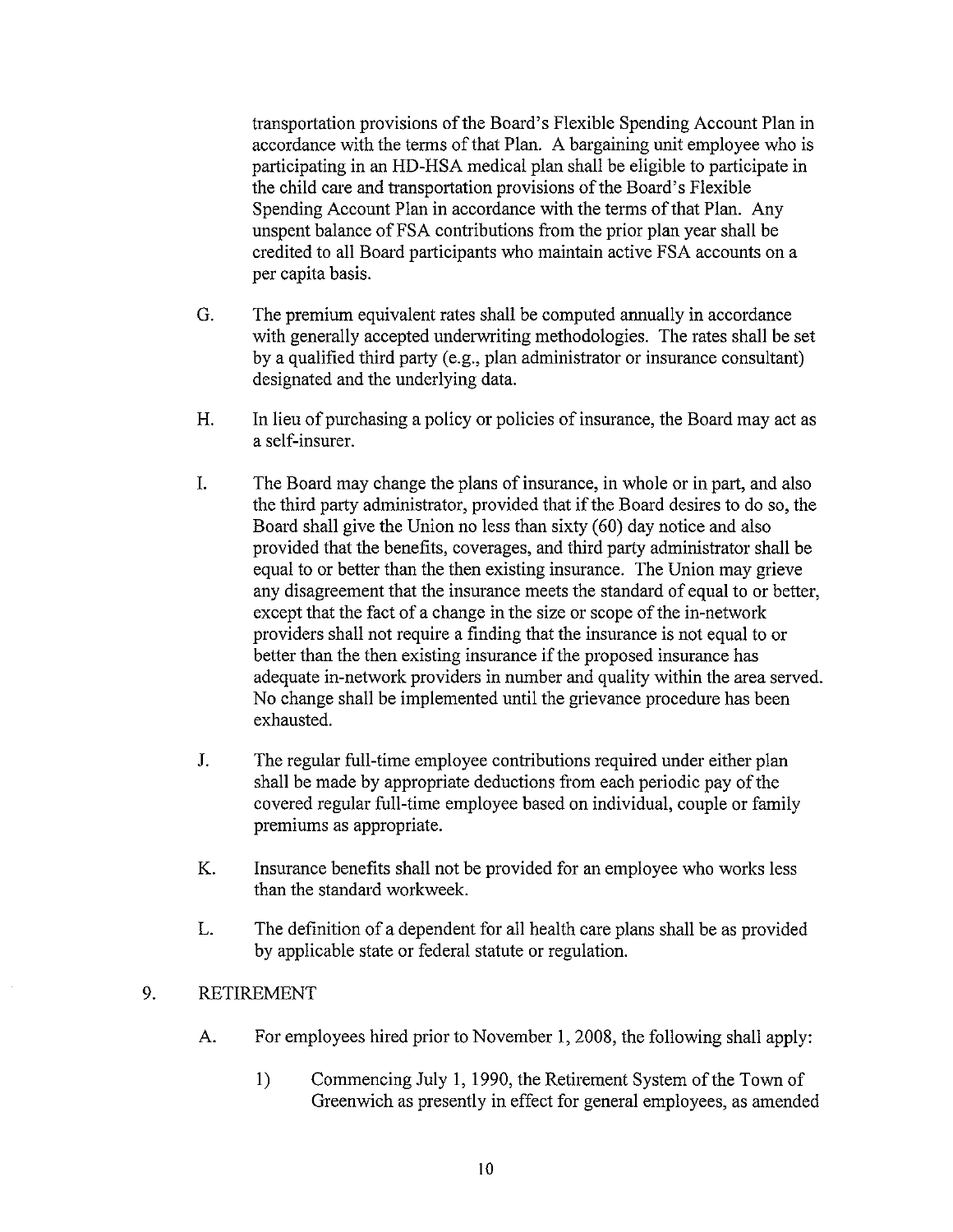transportation provisions of the Board's Flexible Spending Account Plan in accordance with the terms of that Plan. A bargaining unit employee who is participating in an HD-HSA medical plan shall be eligible to participate in the child care and transportation provisions of the Board's Flexible Spending Account Plan in accordance with the terms of that Plan. Any unspent balance of FSA contributions from the prior plan year shall be credited to all Board participants who maintain active FSA accounts on a per capita basis.

G. The premium equivalent rates shall be computed annually in accordance with generally accepted underwriting methodologies. The rates shall be set by a qualified third party (e.g., plan administrator or insurance consultant) designated and the underlying data.

H. In lieu of purchasing a policy or policies of insurance, the Board may act as a self-insurer.

I. The Board may change the plans of insurance, in whole or in part, and also the third party administrator, provided that if the Board desires to do so, the Board shall give the Union no less than sixty (60) day notice and also provided that the benefits, coverages, and third party administrator shall be equal to or better than the then existing insurance. The Union may grieve any disagreement that the insurance meets the standard of equal to or better, except that the fact of a change in the size or scope of the in-network providers shall not require a finding that the insurance is not equal to or better than the then existing insurance if the proposed insurance has adequate in-network providers in number and quality within the area served. No change shall be implemented until the grievance procedure has been exhausted.

J. The regular full-time employee contributions required under either plan shall be made by appropriate deductions from each periodic pay of the covered regular full-time employee based on individual, couple or family premiums as appropriate.

K. Insurance benefits shall not be provided for an employee who works less than the standard workweek.

L. The definition of a dependent for all health care plans shall be as provided by applicable state or federal statute or regulation.

9. RETIREMENT

A. For employees hired prior to November 1, 2008, the following shall apply:

1) Commencing July 1, 1990, the Retirement System of the Town of Greenwich as presently in effect for general employees, as amended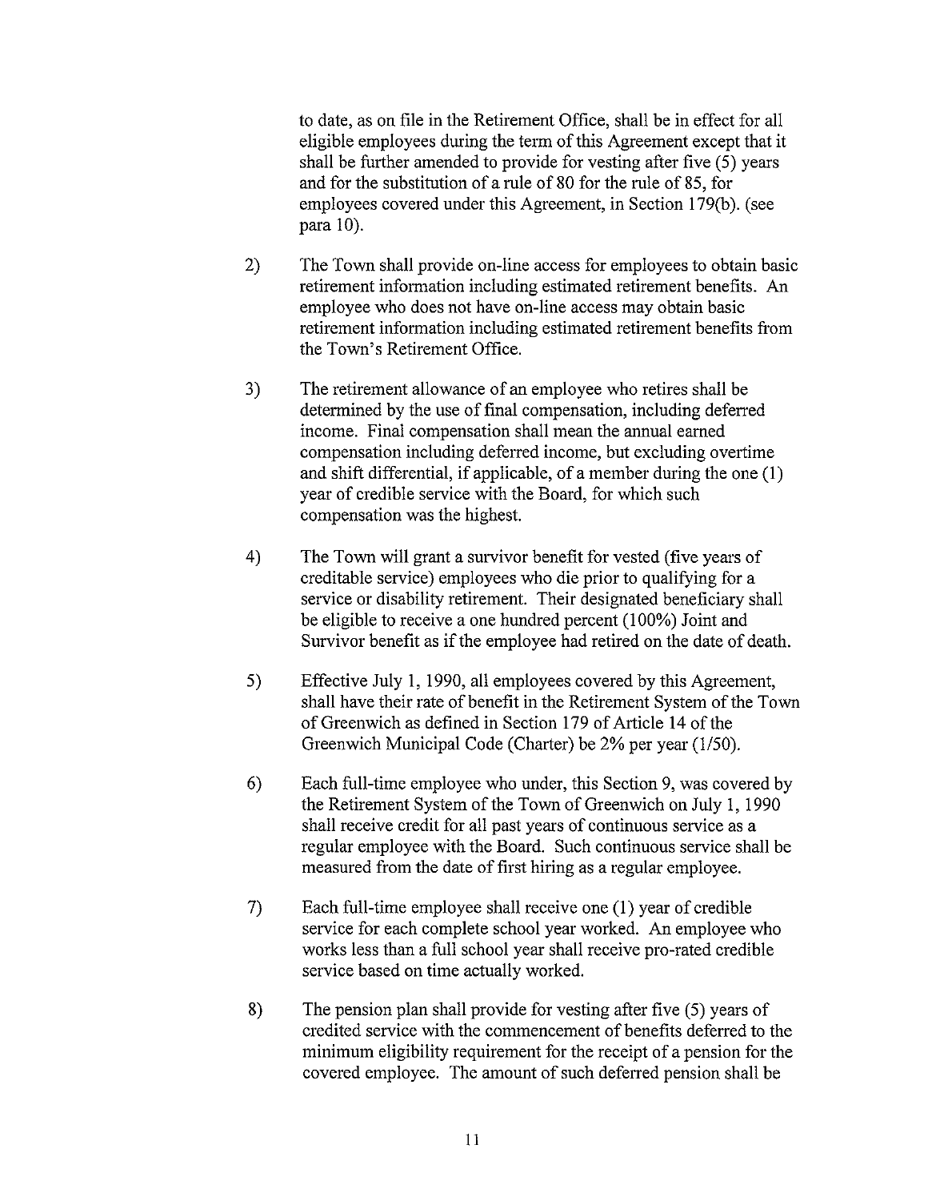to date, as on file in the Retirement Office, shall be in effect for all eligible employees during the term of this Agreement except that it shall be further amended to provide for vesting after five (5) years and for the substitution of a rule of 80 for the rule of 85, for employees covered under this Agreement, in Section 179(b). (see para 10).

2) The Town shall provide on-line access for employees to obtain basic retirement information including estimated retirement benefits. An employee who does not have on-line access may obtain basic retirement information including estimated retirement benefits from the Town's Retirement Office.

3) The retirement allowance of an employee who retires shall be determined by the use of final compensation, including deferred income. Final compensation shall mean the annual earned compensation including deferred income, but excluding overtime and shift differential, if applicable, of a member during the one (1) year of credible service with the Board, for which such compensation was the highest.

4) The Town will grant a survivor benefit for vested (five years of creditable service) employees who die prior to qualifying for a service or disability retirement. Their designated beneficiary shall be eligible to receive a one hundred percent (100%) Joint and Survivor benefit as if the employee had retired on the date of death.

5) Effective July 1, 1990, all employees covered by this Agreement, shall have their rate of benefit in the Retirement System of the Town of Greenwich as defined in Section 179 of Article 14 of the Greenwich Municipal Code (Charter) be 2% per year (1/50).

6) Each full-time employee who under, this Section 9, was covered by the Retirement System of the Town of Greenwich on July 1, 1990 shall receive credit for all past years of continuous service as a regular employee with the Board. Such continuous service shall be measured from the date of first hiring as a regular employee.

7) Each full-time employee shall receive one (1) year of credible service for each complete school year worked. An employee who works less than a full school year shall receive pro-rated credible service based on time actually worked.

8) The pension plan shall provide for vesting after five (5) years of credited service with the commencement of benefits deferred to the minimum eligibility requirement for the receipt of a pension for the covered employee. The amount of such deferred pension shall be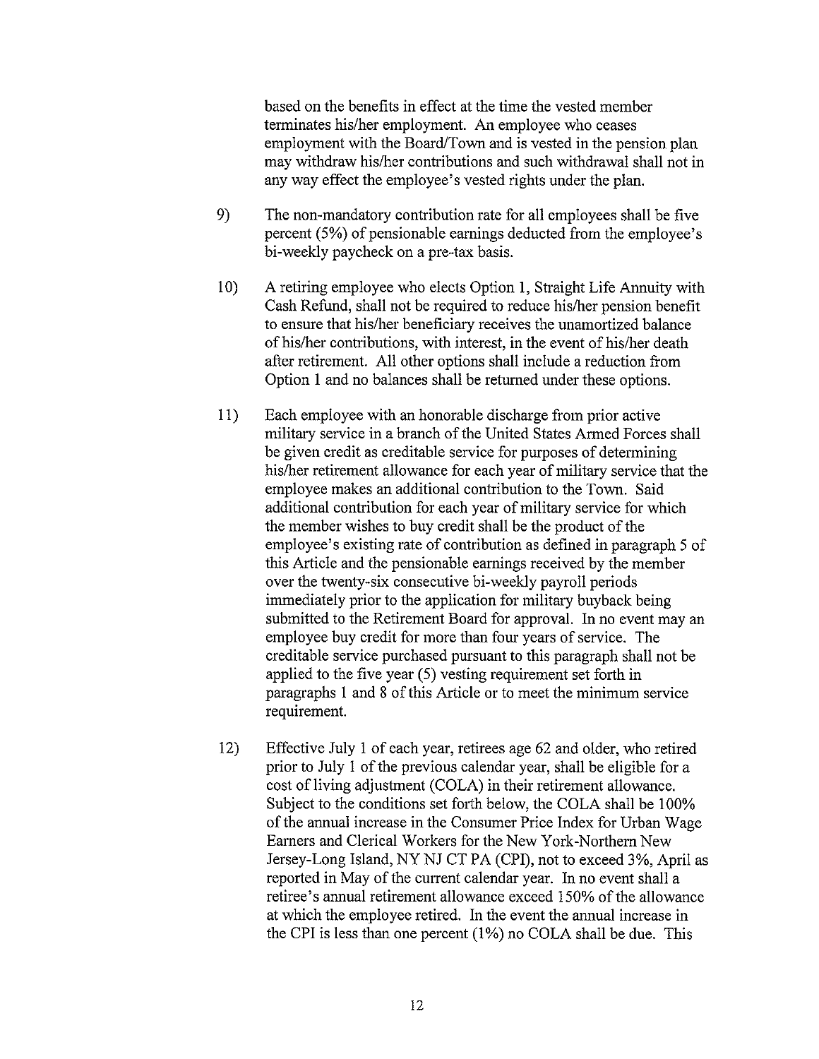based on the benefits in effect at the time the vested member terminates his/her employment. An employee who ceases employment with the Board/Town and is vested in the pension plan may withdraw his/her contributions and such withdrawal shall not in any way effect the employee's vested rights under the plan.

9) The non-mandatory contribution rate for all employees shall be five percent (5%) of pensionable earnings deducted from the employee's bi-weekly paycheck on a pre-tax basis.

10) A retiring employee who elects Option 1, Straight Life Annuity with Cash Refund, shall not be required to reduce his/her pension benefit to ensure that his/her beneficiary receives the unamortized balance of his/her contributions, with interest, in the event of his/her death after retirement. All other options shall include a reduction from Option 1 and no balances shall be returned under these options.

11) Each employee with an honorable discharge from prior active military service in a branch of the United States Armed Forces shall be given credit as creditable service for purposes of determining his/her retirement allowance for each year of military service that the employee makes an additional contribution to the Town. Said additional contribution for each year of military service for which the member wishes to buy credit shall be the product of the employee's existing rate of contribution as defined in paragraph 5 of this Article and the pensionable earnings received by the member over the twenty-six consecutive bi-weekly payroll periods immediately prior to the application for military buyback being submitted to the Retirement Board for approval. In no event may an employee buy credit for more than four years of service. The creditable service purchased pursuant to this paragraph shall not be applied to the five year (5) vesting requirement set forth in paragraphs 1 and 8 of this Article or to meet the minimum service requirement.

12) Effective July 1 of each year, retirees age 62 and older, who retired prior to July 1 of the previous calendar year, shall be eligible for a cost of living adjustment (COLA) in their retirement allowance. Subject to the conditions set forth below, the COLA shall be 100% of the annual increase in the Consumer Price Index for Urban Wage Earners and Clerical Workers for the New York-Northern New Jersey-Long Island, NY NJ CT PA (CPI), not to exceed 3%, April as reported in May of the current calendar year. In no event shall a retiree's annual retirement allowance exceed 150% of the allowance at which the employee retired. In the event the annual increase in the CPI is less than one percent (1%) no COLA shall be due. This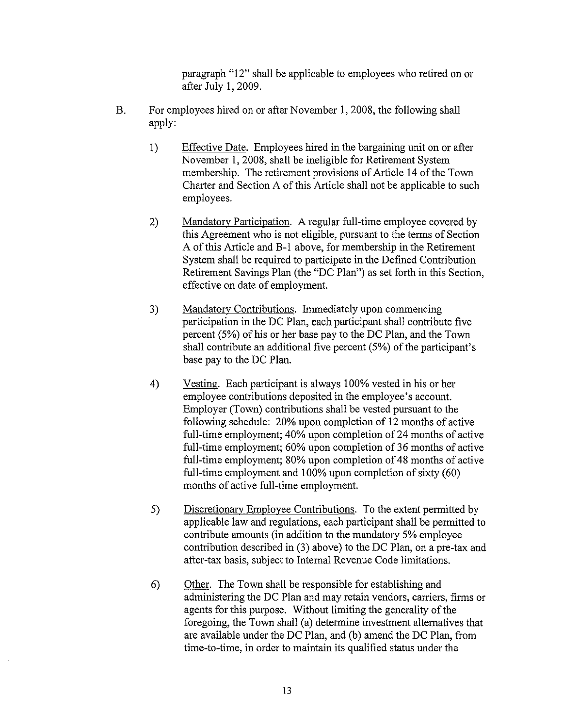paragraph "12" shall be applicable to employees who retired on or after July 1, 2009.

B. For employees hired on or after November 1, 2008, the following shall apply:

1) Effective Date. Employees hired in the bargaining unit on or after November 1, 2008, shall be ineligible for Retirement System membership. The retirement provisions of Article 14 of the Town Charter and Section A of this Article shall not be applicable to such employees.

2) Mandatory Participation. A regular full-time employee covered by this Agreement who is not eligible, pursuant to the terms of Section A of this Article and B-1 above, for membership in the Retirement System shall be required to participate in the Defined Contribution Retirement Savings Plan (the "DC Plan") as set forth in this Section, effective on date of employment.

3) Mandatory Contributions. Immediately upon commencing participation in the DC Plan, each participant shall contribute five percent (5%) of his or her base pay to the DC Plan, and the Town shall contribute an additional five percent (5%) of the participant's base pay to the DC Plan.

4) Vesting. Each participant is always 100% vested in his or her employee contributions deposited in the employee's account. Employer (Town) contributions shall be vested pursuant to the following schedule: 20% upon completion of 12 months of active full-time employment; 40% upon completion of 24 months of active full-time employment; 60% upon completion of 36 months of active full-time employment; 80% upon completion of 48 months of active full-time employment and 100% upon completion of sixty (60) months of active full-time employment.

5) Discretionary Employee Contributions. To the extent permitted by applicable law and regulations, each participant shall be permitted to contribute amounts (in addition to the mandatory 5% employee contribution described in (3) above) to the DC Plan, on a pre-tax and after-tax basis, subject to Internal Revenue Code limitations.

6) Other. The Town shall be responsible for establishing and administering the DC Plan and may retain vendors, carriers, firms or agents for this purpose. Without limiting the generality of the foregoing, the Town shall (a) determine investment alternatives that are available under the DC Plan, and (b) amend the DC Plan, from time-to-time, in order to maintain its qualified status under the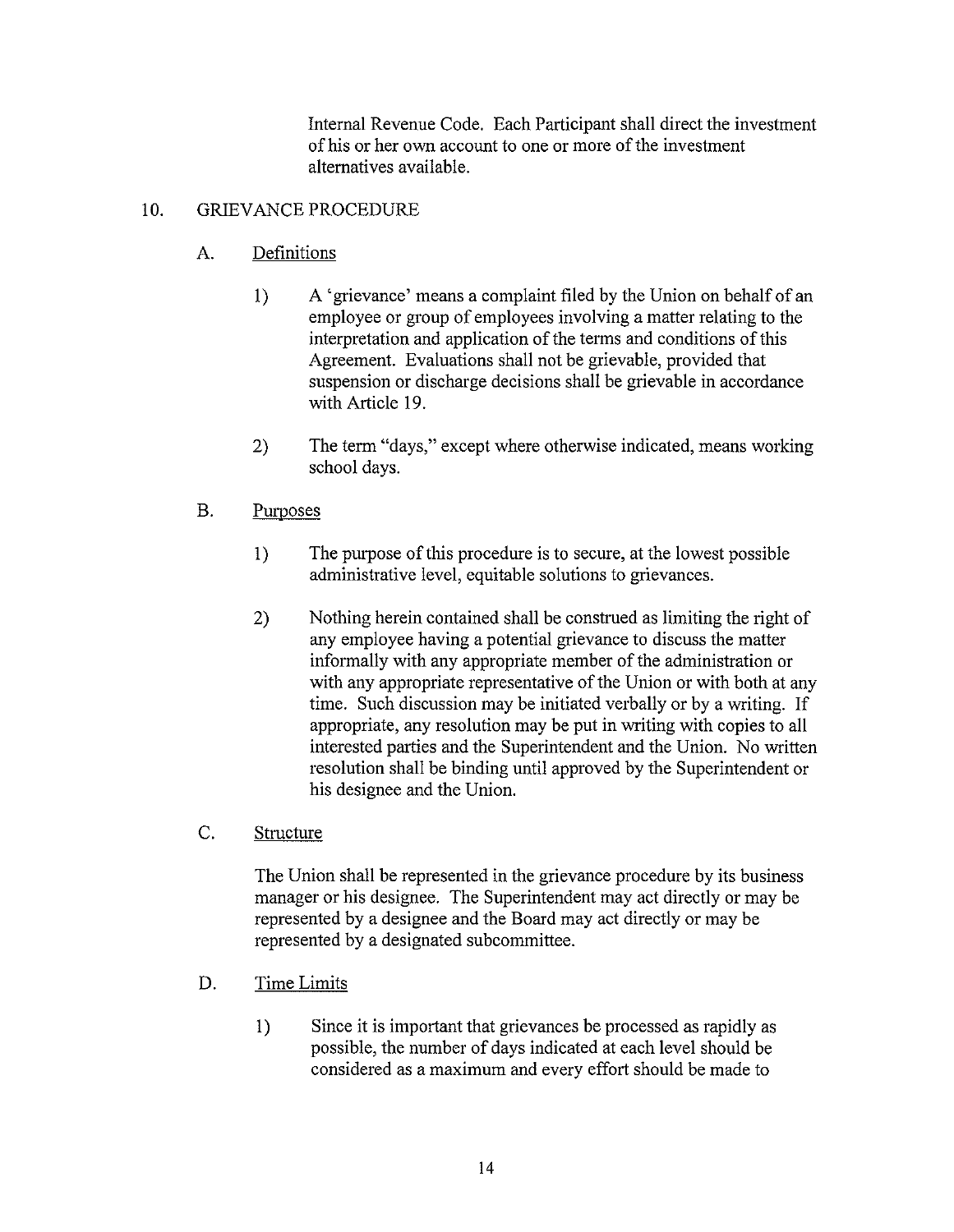Internal Revenue Code. Each Participant shall direct the investment of his or her own account to one or more of the investment alternatives available.

## 10. GRIEVANCE PROCEDURE

### A. Definitions

1) A 'grievance' means a complaint filed by the Union on behalf of an employee or group of employees involving a matter relating to the interpretation and application of the terms and conditions of this Agreement. Evaluations shall not be grievable, provided that suspension or discharge decisions shall be grievable in accordance with Article 19.

2) The term "days," except where otherwise indicated, means working school days.

### B. Purposes

1) The purpose of this procedure is to secure, at the lowest possible administrative level, equitable solutions to grievances.

2) Nothing herein contained shall be construed as limiting the right of any employee having a potential grievance to discuss the matter informally with any appropriate member of the administration or with any appropriate representative of the Union or with both at any time. Such discussion may be initiated verbally or by a writing. If appropriate, any resolution may be put in writing with copies to all interested parties and the Superintendent and the Union. No written resolution shall be binding until approved by the Superintendent or his designee and the Union.

### C. Structure

The Union shall be represented in the grievance procedure by its business manager or his designee. The Superintendent may act directly or may be represented by a designee and the Board may act directly or may be represented by a designated subcommittee.

### D. Time Limits

1) Since it is important that grievances be processed as rapidly as possible, the number of days indicated at each level should be considered as a maximum and every effort should be made to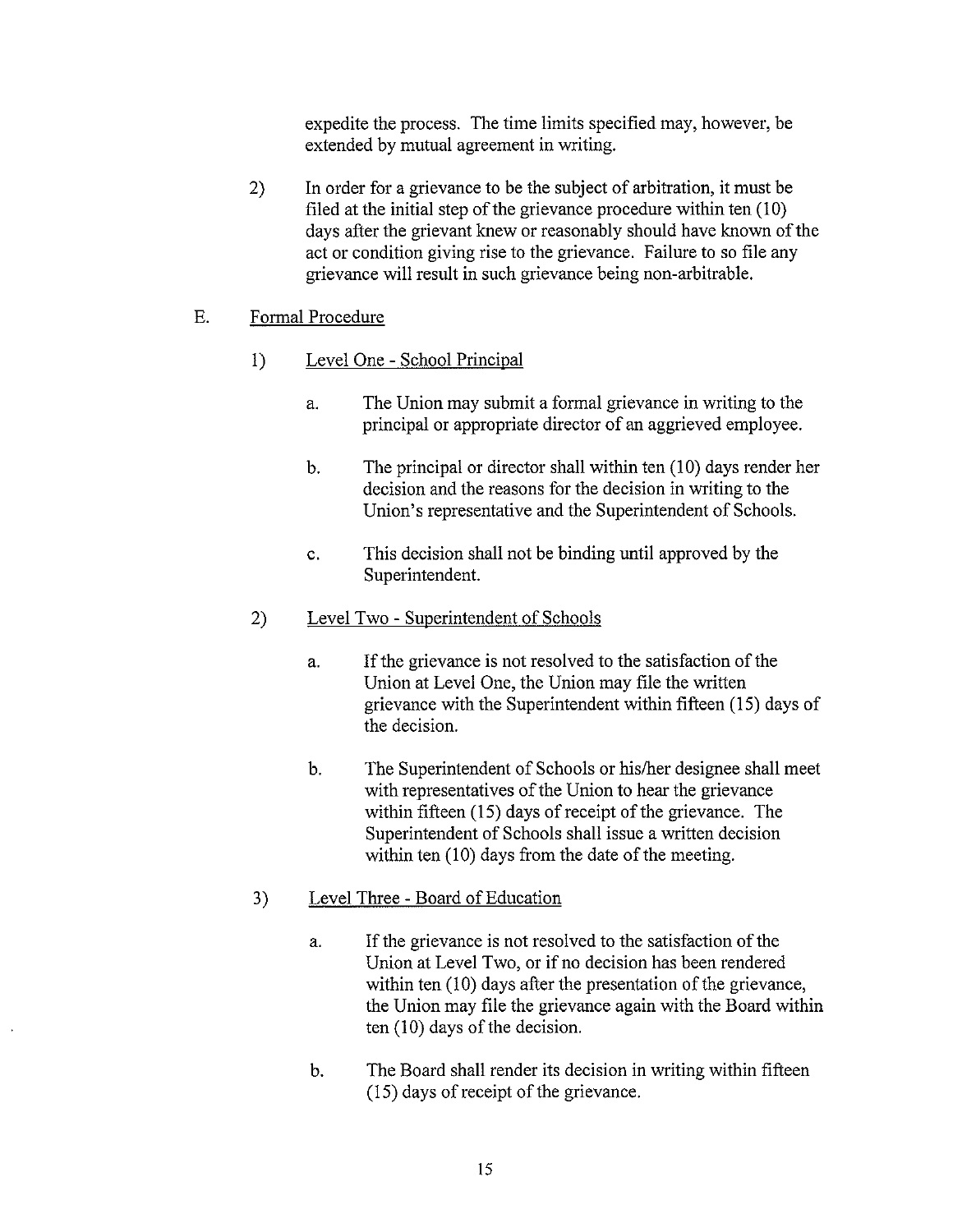expedite the process. The time limits specified may, however, be extended by mutual agreement in writing.

2) In order for a grievance to be the subject of arbitration, it must be filed at the initial step of the grievance procedure within ten (10) days after the grievant knew or reasonably should have known of the act or condition giving rise to the grievance. Failure to so file any grievance will result in such grievance being non-arbitrable.

E. <u>Formal Procedure</u>

1) <u>Level One - School Principal</u>

a. The Union may submit a formal grievance in writing to the principal or appropriate director of an aggrieved employee.

b. The principal or director shall within ten (10) days render her decision and the reasons for the decision in writing to the Union's representative and the Superintendent of Schools.

c. This decision shall not be binding until approved by the Superintendent.

2) <u>Level Two - Superintendent of Schools</u>

a. If the grievance is not resolved to the satisfaction of the Union at Level One, the Union may file the written grievance with the Superintendent within fifteen (15) days of the decision.

b. The Superintendent of Schools or his/her designee shall meet with representatives of the Union to hear the grievance within fifteen (15) days of receipt of the grievance. The Superintendent of Schools shall issue a written decision within ten (10) days from the date of the meeting.

3) <u>Level Three - Board of Education</u>

a. If the grievance is not resolved to the satisfaction of the Union at Level Two, or if no decision has been rendered within ten (10) days after the presentation of the grievance, the Union may file the grievance again with the Board within ten (10) days of the decision.

b. The Board shall render its decision in writing within fifteen (15) days of receipt of the grievance.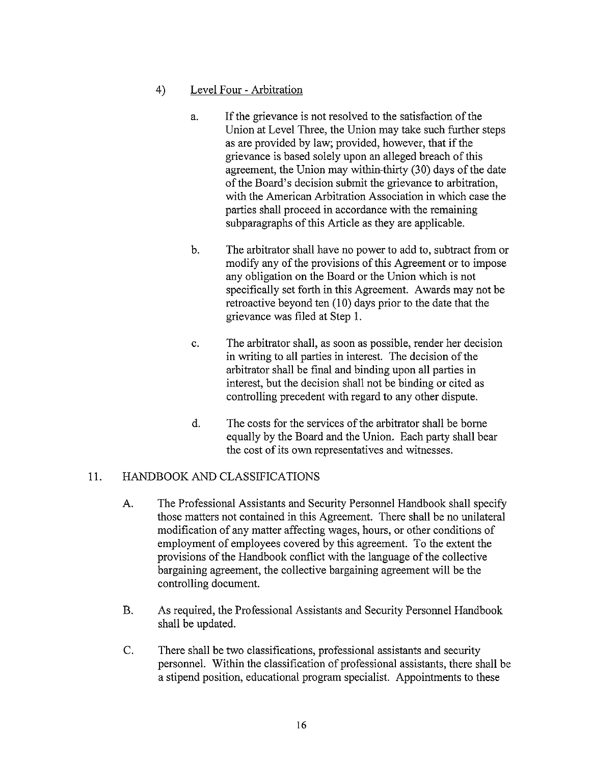4) Level Four - Arbitration

a. If the grievance is not resolved to the satisfaction of the Union at Level Three, the Union may take such further steps as are provided by law; provided, however, that if the grievance is based solely upon an alleged breach of this agreement, the Union may within thirty (30) days of the date of the Board's decision submit the grievance to arbitration, with the American Arbitration Association in which case the parties shall proceed in accordance with the remaining subparagraphs of this Article as they are applicable.

b. The arbitrator shall have no power to add to, subtract from or modify any of the provisions of this Agreement or to impose any obligation on the Board or the Union which is not specifically set forth in this Agreement. Awards may not be retroactive beyond ten (10) days prior to the date that the grievance was filed at Step 1.

c. The arbitrator shall, as soon as possible, render her decision in writing to all parties in interest. The decision of the arbitrator shall be final and binding upon all parties in interest, but the decision shall not be binding or cited as controlling precedent with regard to any other dispute.

d. The costs for the services of the arbitrator shall be borne equally by the Board and the Union. Each party shall bear the cost of its own representatives and witnesses.

## 11. HANDBOOK AND CLASSIFICATIONS

A. The Professional Assistants and Security Personnel Handbook shall specify those matters not contained in this Agreement. There shall be no unilateral modification of any matter affecting wages, hours, or other conditions of employment of employees covered by this agreement. To the extent the provisions of the Handbook conflict with the language of the collective bargaining agreement, the collective bargaining agreement will be the controlling document.

B. As required, the Professional Assistants and Security Personnel Handbook shall be updated.

C. There shall be two classifications, professional assistants and security personnel. Within the classification of professional assistants, there shall be a stipend position, educational program specialist. Appointments to these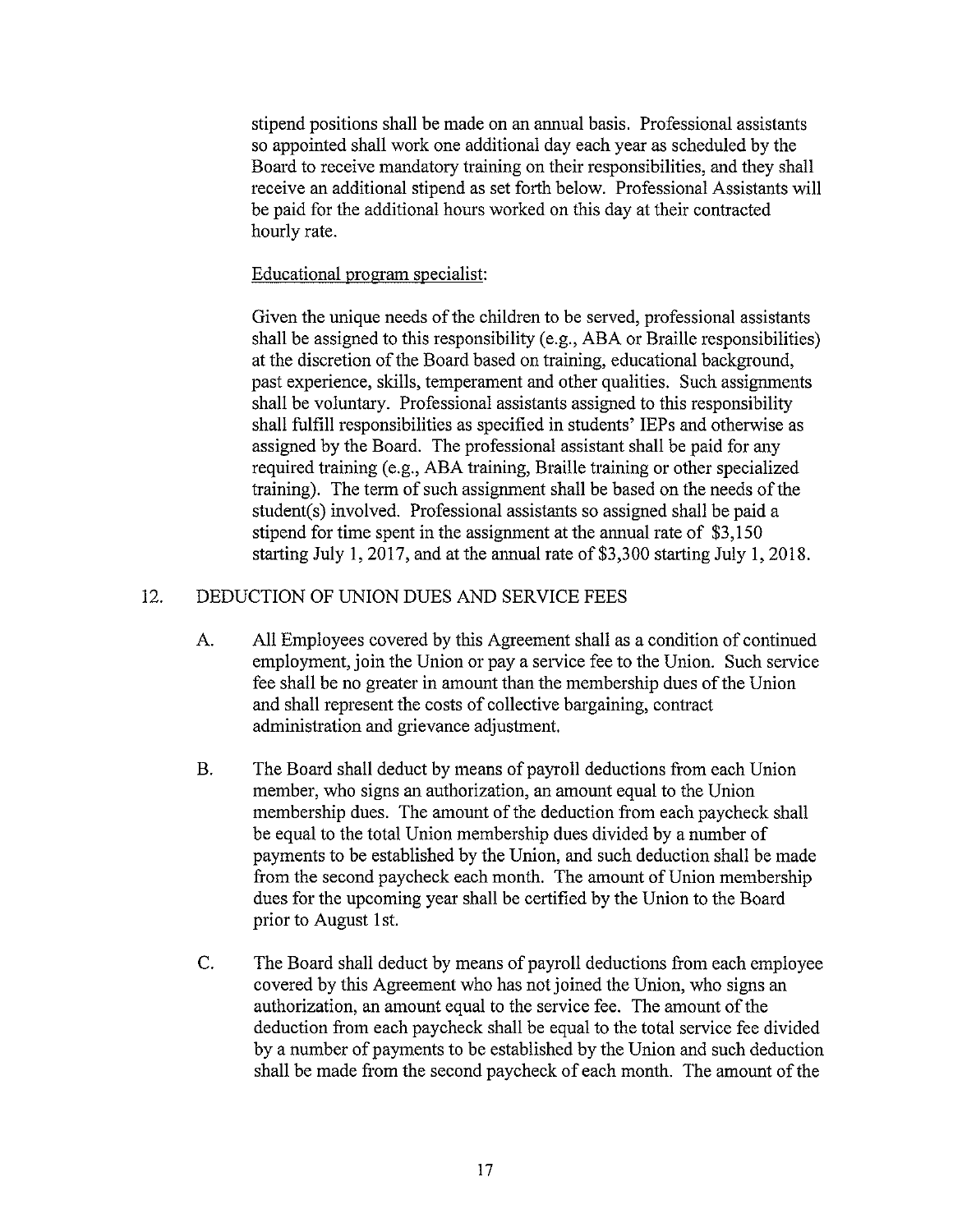stipend positions shall be made on an annual basis. Professional assistants so appointed shall work one additional day each year as scheduled by the Board to receive mandatory training on their responsibilities, and they shall receive an additional stipend as set forth below. Professional Assistants will be paid for the additional hours worked on this day at their contracted hourly rate.

Educational program specialist:

Given the unique needs of the children to be served, professional assistants shall be assigned to this responsibility (e.g., ABA or Braille responsibilities) at the discretion of the Board based on training, educational background, past experience, skills, temperament and other qualities. Such assignments shall be voluntary. Professional assistants assigned to this responsibility shall fulfill responsibilities as specified in students' IEPs and otherwise as assigned by the Board. The professional assistant shall be paid for any required training (e.g., ABA training, Braille training or other specialized training). The term of such assignment shall be based on the needs of the student(s) involved. Professional assistants so assigned shall be paid a stipend for time spent in the assignment at the annual rate of $3,150 starting July 1, 2017, and at the annual rate of $3,300 starting July 1, 2018.

## 12. DEDUCTION OF UNION DUES AND SERVICE FEES

A. All Employees covered by this Agreement shall as a condition of continued employment, join the Union or pay a service fee to the Union. Such service fee shall be no greater in amount than the membership dues of the Union and shall represent the costs of collective bargaining, contract administration and grievance adjustment.

B. The Board shall deduct by means of payroll deductions from each Union member, who signs an authorization, an amount equal to the Union membership dues. The amount of the deduction from each paycheck shall be equal to the total Union membership dues divided by a number of payments to be established by the Union, and such deduction shall be made from the second paycheck each month. The amount of Union membership dues for the upcoming year shall be certified by the Union to the Board prior to August 1st.

C. The Board shall deduct by means of payroll deductions from each employee covered by this Agreement who has not joined the Union, who signs an authorization, an amount equal to the service fee. The amount of the deduction from each paycheck shall be equal to the total service fee divided by a number of payments to be established by the Union and such deduction shall be made from the second paycheck of each month. The amount of the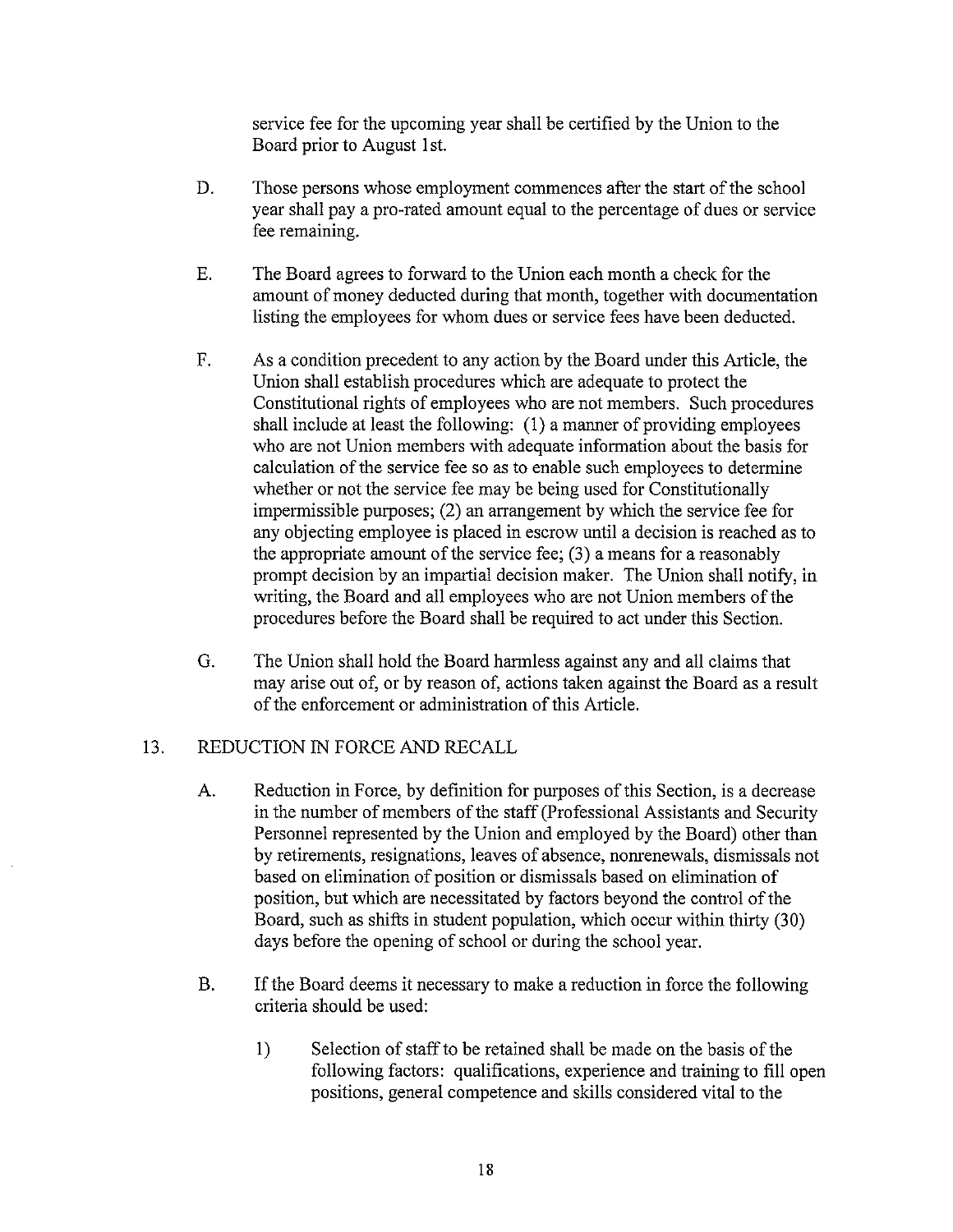service fee for the upcoming year shall be certified by the Union to the Board prior to August 1st.

D. Those persons whose employment commences after the start of the school year shall pay a pro-rated amount equal to the percentage of dues or service fee remaining.

E. The Board agrees to forward to the Union each month a check for the amount of money deducted during that month, together with documentation listing the employees for whom dues or service fees have been deducted.

F. As a condition precedent to any action by the Board under this Article, the Union shall establish procedures which are adequate to protect the Constitutional rights of employees who are not members. Such procedures shall include at least the following: (1) a manner of providing employees who are not Union members with adequate information about the basis for calculation of the service fee so as to enable such employees to determine whether or not the service fee may be being used for Constitutionally impermissible purposes; (2) an arrangement by which the service fee for any objecting employee is placed in escrow until a decision is reached as to the appropriate amount of the service fee; (3) a means for a reasonably prompt decision by an impartial decision maker. The Union shall notify, in writing, the Board and all employees who are not Union members of the procedures before the Board shall be required to act under this Section.

G. The Union shall hold the Board harmless against any and all claims that may arise out of, or by reason of, actions taken against the Board as a result of the enforcement or administration of this Article.

## 13. REDUCTION IN FORCE AND RECALL

A. Reduction in Force, by definition for purposes of this Section, is a decrease in the number of members of the staff (Professional Assistants and Security Personnel represented by the Union and employed by the Board) other than by retirements, resignations, leaves of absence, nonrenewals, dismissals not based on elimination of position or dismissals based on elimination of position, but which are necessitated by factors beyond the control of the Board, such as shifts in student population, which occur within thirty (30) days before the opening of school or during the school year.

B. If the Board deems it necessary to make a reduction in force the following criteria should be used:

1) Selection of staff to be retained shall be made on the basis of the following factors: qualifications, experience and training to fill open positions, general competence and skills considered vital to the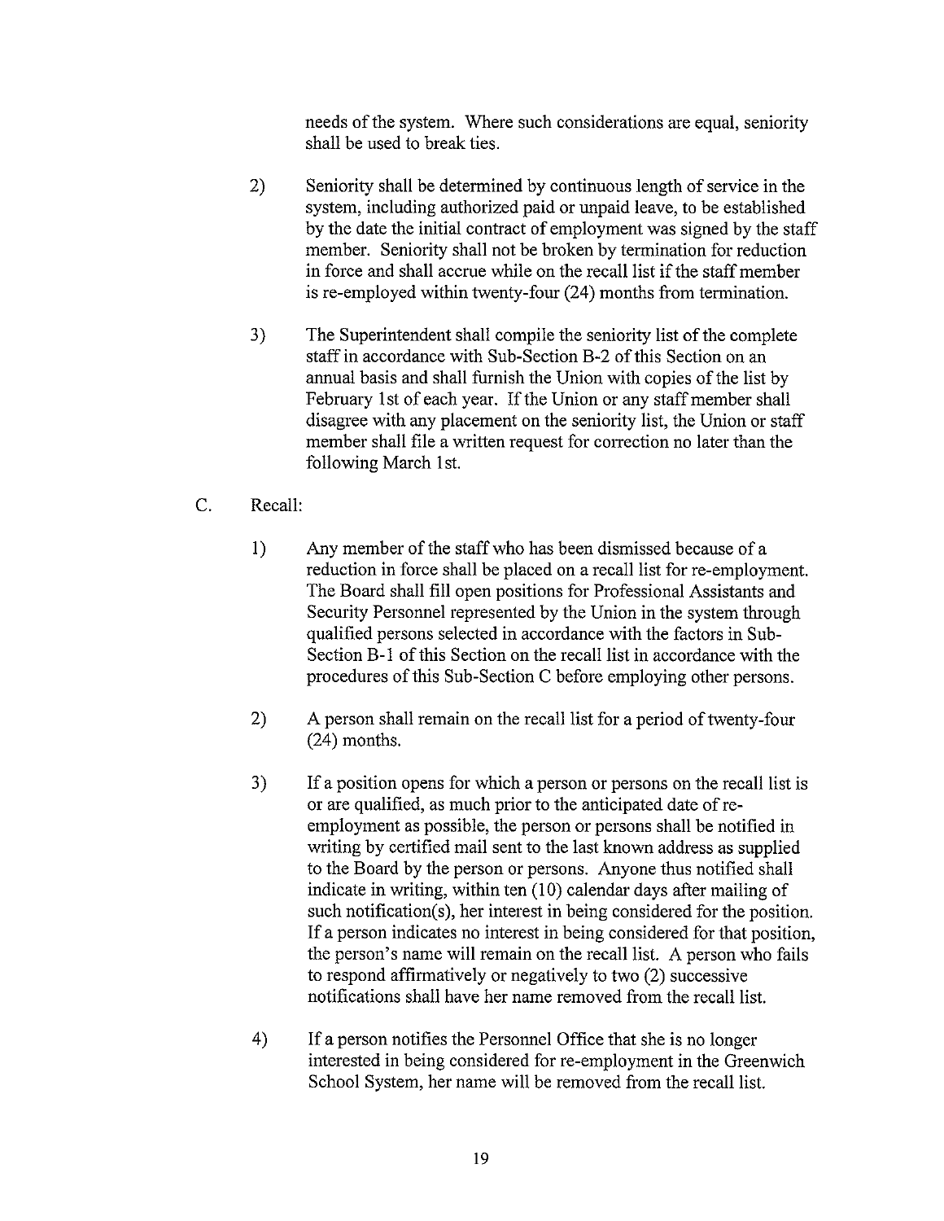needs of the system. Where such considerations are equal, seniority shall be used to break ties.

2) Seniority shall be determined by continuous length of service in the system, including authorized paid or unpaid leave, to be established by the date the initial contract of employment was signed by the staff member. Seniority shall not be broken by termination for reduction in force and shall accrue while on the recall list if the staff member is re-employed within twenty-four (24) months from termination.

3) The Superintendent shall compile the seniority list of the complete staff in accordance with Sub-Section B-2 of this Section on an annual basis and shall furnish the Union with copies of the list by February 1st of each year. If the Union or any staff member shall disagree with any placement on the seniority list, the Union or staff member shall file a written request for correction no later than the following March 1st.

C. Recall:

1) Any member of the staff who has been dismissed because of a reduction in force shall be placed on a recall list for re-employment. The Board shall fill open positions for Professional Assistants and Security Personnel represented by the Union in the system through qualified persons selected in accordance with the factors in Sub-Section B-1 of this Section on the recall list in accordance with the procedures of this Sub-Section C before employing other persons.

2) A person shall remain on the recall list for a period of twenty-four (24) months.

3) If a position opens for which a person or persons on the recall list is or are qualified, as much prior to the anticipated date of re-employment as possible, the person or persons shall be notified in writing by certified mail sent to the last known address as supplied to the Board by the person or persons. Anyone thus notified shall indicate in writing, within ten (10) calendar days after mailing of such notification(s), her interest in being considered for the position. If a person indicates no interest in being considered for that position, the person's name will remain on the recall list. A person who fails to respond affirmatively or negatively to two (2) successive notifications shall have her name removed from the recall list.

4) If a person notifies the Personnel Office that she is no longer interested in being considered for re-employment in the Greenwich School System, her name will be removed from the recall list.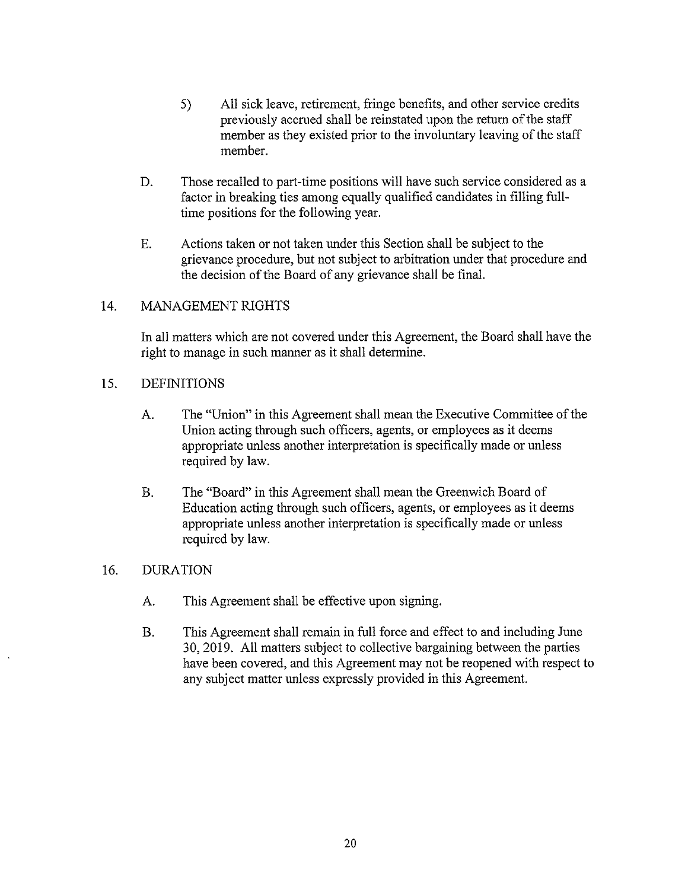5) All sick leave, retirement, fringe benefits, and other service credits previously accrued shall be reinstated upon the return of the staff member as they existed prior to the involuntary leaving of the staff member.

D. Those recalled to part-time positions will have such service considered as a factor in breaking ties among equally qualified candidates in filling full-time positions for the following year.

E. Actions taken or not taken under this Section shall be subject to the grievance procedure, but not subject to arbitration under that procedure and the decision of the Board of any grievance shall be final.

## 14. MANAGEMENT RIGHTS

In all matters which are not covered under this Agreement, the Board shall have the right to manage in such manner as it shall determine.

## 15. DEFINITIONS

A. The "Union" in this Agreement shall mean the Executive Committee of the Union acting through such officers, agents, or employees as it deems appropriate unless another interpretation is specifically made or unless required by law.

B. The "Board" in this Agreement shall mean the Greenwich Board of Education acting through such officers, agents, or employees as it deems appropriate unless another interpretation is specifically made or unless required by law.

## 16. DURATION

A. This Agreement shall be effective upon signing.

B. This Agreement shall remain in full force and effect to and including June 30, 2019. All matters subject to collective bargaining between the parties have been covered, and this Agreement may not be reopened with respect to any subject matter unless expressly provided in this Agreement.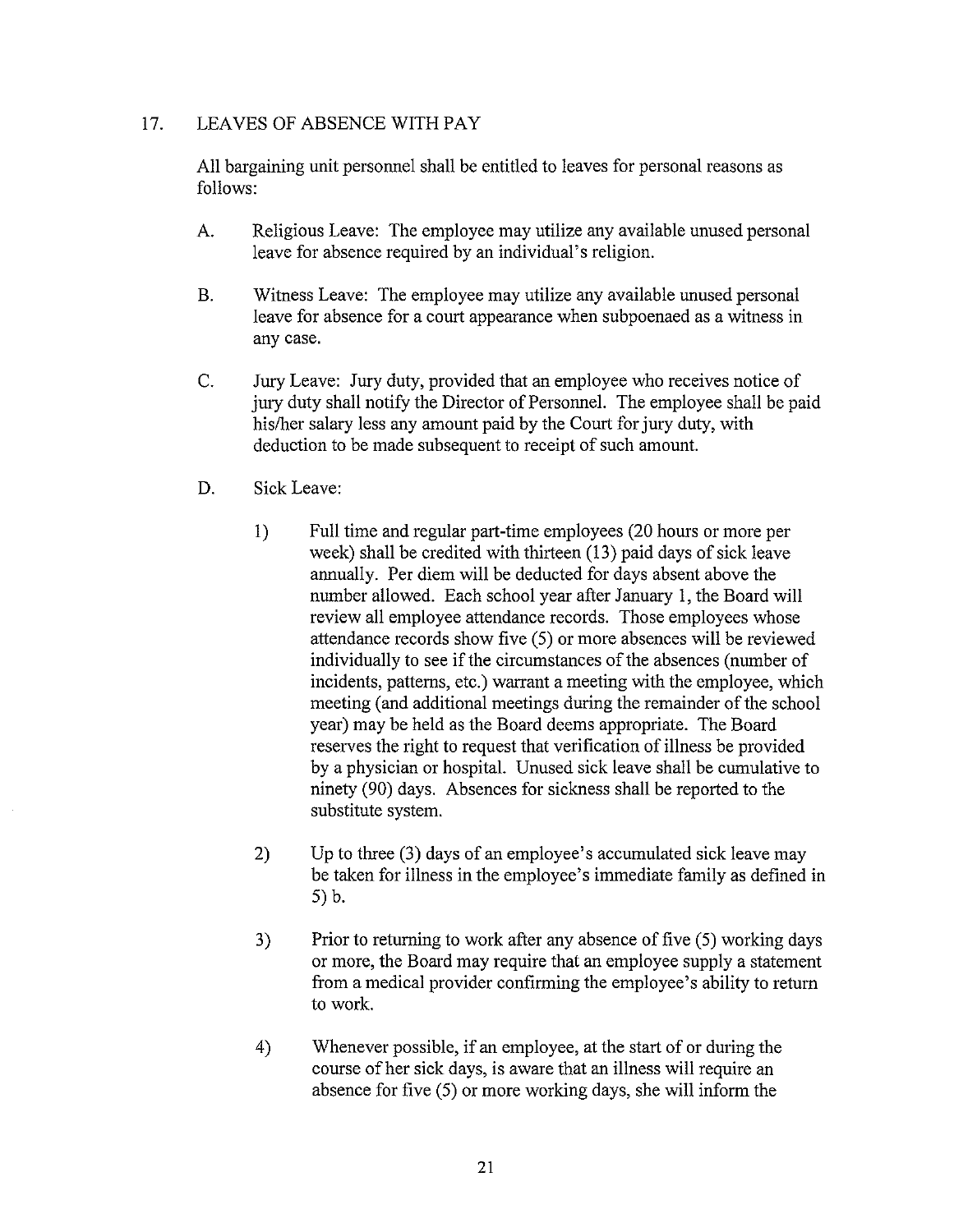## 17. LEAVES OF ABSENCE WITH PAY

All bargaining unit personnel shall be entitled to leaves for personal reasons as follows:

A. Religious Leave: The employee may utilize any available unused personal leave for absence required by an individual's religion.

B. Witness Leave: The employee may utilize any available unused personal leave for absence for a court appearance when subpoenaed as a witness in any case.

C. Jury Leave: Jury duty, provided that an employee who receives notice of jury duty shall notify the Director of Personnel. The employee shall be paid his/her salary less any amount paid by the Court for jury duty, with deduction to be made subsequent to receipt of such amount.

D. Sick Leave:

1) Full time and regular part-time employees (20 hours or more per week) shall be credited with thirteen (13) paid days of sick leave annually. Per diem will be deducted for days absent above the number allowed. Each school year after January 1, the Board will review all employee attendance records. Those employees whose attendance records show five (5) or more absences will be reviewed individually to see if the circumstances of the absences (number of incidents, patterns, etc.) warrant a meeting with the employee, which meeting (and additional meetings during the remainder of the school year) may be held as the Board deems appropriate. The Board reserves the right to request that verification of illness be provided by a physician or hospital. Unused sick leave shall be cumulative to ninety (90) days. Absences for sickness shall be reported to the substitute system.

2) Up to three (3) days of an employee's accumulated sick leave may be taken for illness in the employee's immediate family as defined in 5) b.

3) Prior to returning to work after any absence of five (5) working days or more, the Board may require that an employee supply a statement from a medical provider confirming the employee's ability to return to work.

4) Whenever possible, if an employee, at the start of or during the course of her sick days, is aware that an illness will require an absence for five (5) or more working days, she will inform the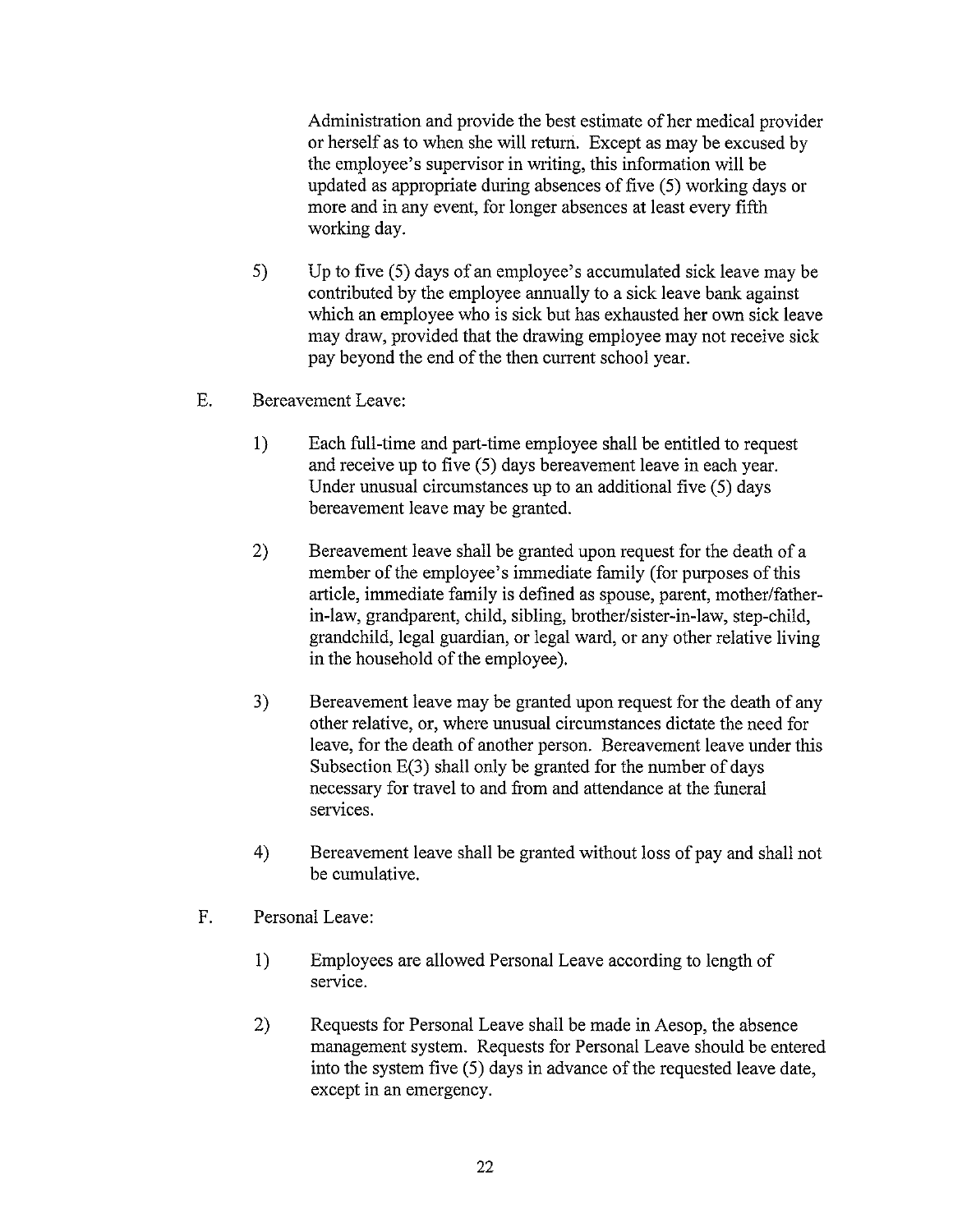Administration and provide the best estimate of her medical provider or herself as to when she will return. Except as may be excused by the employee's supervisor in writing, this information will be updated as appropriate during absences of five (5) working days or more and in any event, for longer absences at least every fifth working day.

5) Up to five (5) days of an employee's accumulated sick leave may be contributed by the employee annually to a sick leave bank against which an employee who is sick but has exhausted her own sick leave may draw, provided that the drawing employee may not receive sick pay beyond the end of the then current school year.

E. Bereavement Leave:

1) Each full-time and part-time employee shall be entitled to request and receive up to five (5) days bereavement leave in each year. Under unusual circumstances up to an additional five (5) days bereavement leave may be granted.

2) Bereavement leave shall be granted upon request for the death of a member of the employee's immediate family (for purposes of this article, immediate family is defined as spouse, parent, mother/father-in-law, grandparent, child, sibling, brother/sister-in-law, step-child, grandchild, legal guardian, or legal ward, or any other relative living in the household of the employee).

3) Bereavement leave may be granted upon request for the death of any other relative, or, where unusual circumstances dictate the need for leave, for the death of another person. Bereavement leave under this Subsection E(3) shall only be granted for the number of days necessary for travel to and from and attendance at the funeral services.

4) Bereavement leave shall be granted without loss of pay and shall not be cumulative.

F. Personal Leave:

1) Employees are allowed Personal Leave according to length of service.

2) Requests for Personal Leave shall be made in Aesop, the absence management system. Requests for Personal Leave should be entered into the system five (5) days in advance of the requested leave date, except in an emergency.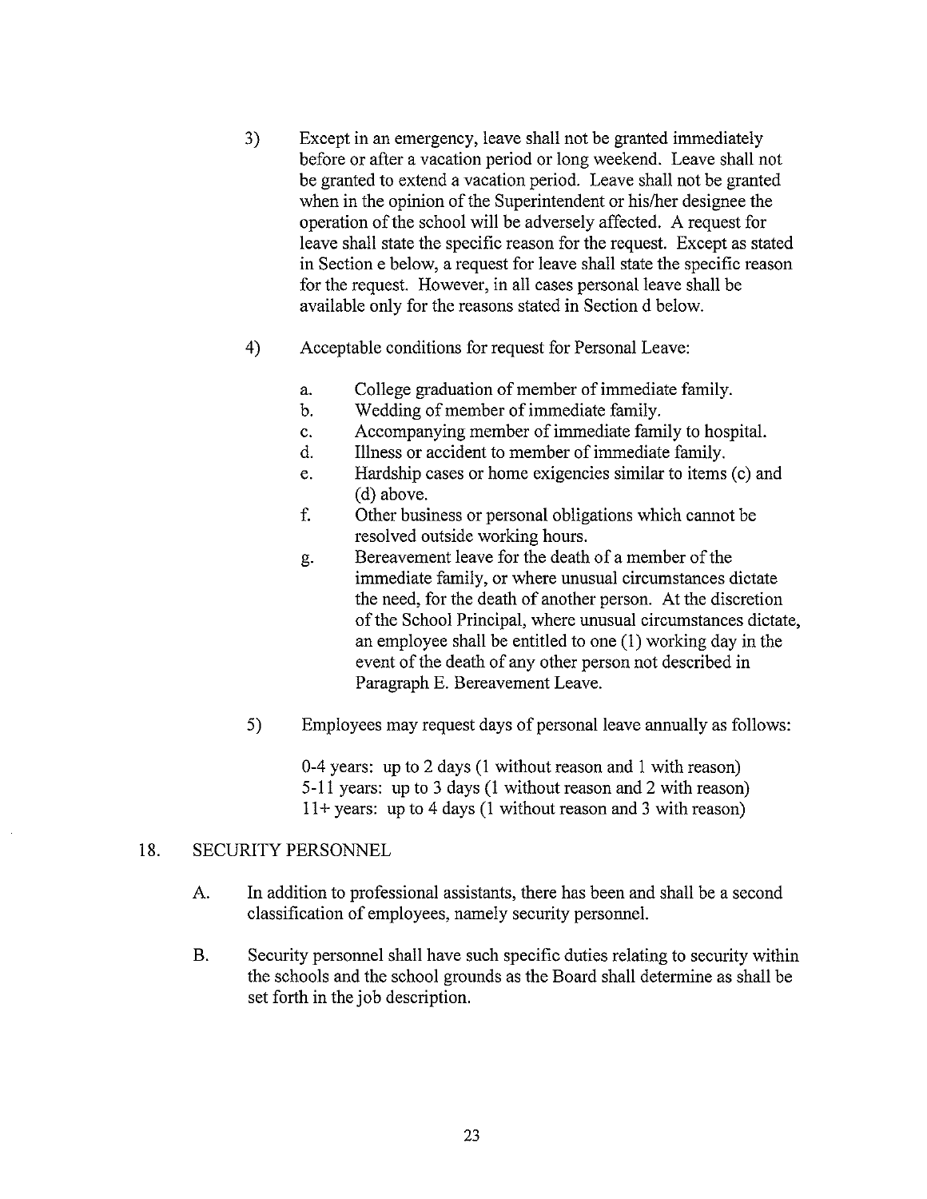3) Except in an emergency, leave shall not be granted immediately before or after a vacation period or long weekend. Leave shall not be granted to extend a vacation period. Leave shall not be granted when in the opinion of the Superintendent or his/her designee the operation of the school will be adversely affected. A request for leave shall state the specific reason for the request. Except as stated in Section e below, a request for leave shall state the specific reason for the request. However, in all cases personal leave shall be available only for the reasons stated in Section d below.

4) Acceptable conditions for request for Personal Leave:

   a. College graduation of member of immediate family.
   b. Wedding of member of immediate family.
   c. Accompanying member of immediate family to hospital.
   d. Illness or accident to member of immediate family.
   e. Hardship cases or home exigencies similar to items (c) and (d) above.
   f. Other business or personal obligations which cannot be resolved outside working hours.
   g. Bereavement leave for the death of a member of the immediate family, or where unusual circumstances dictate the need, for the death of another person. At the discretion of the School Principal, where unusual circumstances dictate, an employee shall be entitled to one (1) working day in the event of the death of any other person not described in Paragraph E. Bereavement Leave.

5) Employees may request days of personal leave annually as follows:

   0-4 years: up to 2 days (1 without reason and 1 with reason)
   5-11 years: up to 3 days (1 without reason and 2 with reason)
   11+ years: up to 4 days (1 without reason and 3 with reason)

## 18. SECURITY PERSONNEL

A. In addition to professional assistants, there has been and shall be a second classification of employees, namely security personnel.

B. Security personnel shall have such specific duties relating to security within the schools and the school grounds as the Board shall determine as shall be set forth in the job description.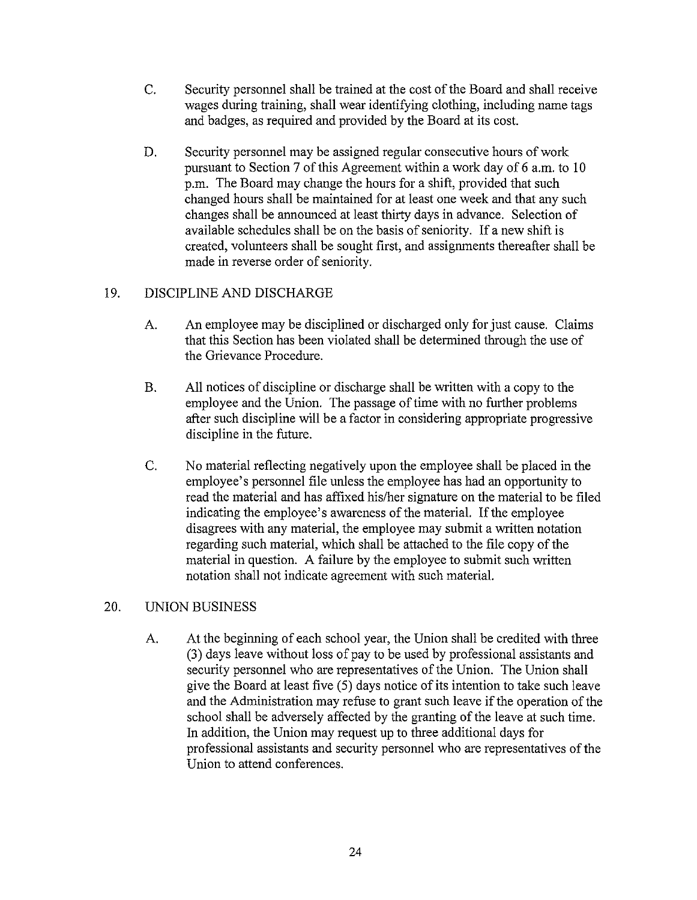C. Security personnel shall be trained at the cost of the Board and shall receive wages during training, shall wear identifying clothing, including name tags and badges, as required and provided by the Board at its cost.

D. Security personnel may be assigned regular consecutive hours of work pursuant to Section 7 of this Agreement within a work day of 6 a.m. to 10 p.m. The Board may change the hours for a shift, provided that such changed hours shall be maintained for at least one week and that any such changes shall be announced at least thirty days in advance. Selection of available schedules shall be on the basis of seniority. If a new shift is created, volunteers shall be sought first, and assignments thereafter shall be made in reverse order of seniority.

## 19. DISCIPLINE AND DISCHARGE

A. An employee may be disciplined or discharged only for just cause. Claims that this Section has been violated shall be determined through the use of the Grievance Procedure.

B. All notices of discipline or discharge shall be written with a copy to the employee and the Union. The passage of time with no further problems after such discipline will be a factor in considering appropriate progressive discipline in the future.

C. No material reflecting negatively upon the employee shall be placed in the employee's personnel file unless the employee has had an opportunity to read the material and has affixed his/her signature on the material to be filed indicating the employee's awareness of the material. If the employee disagrees with any material, the employee may submit a written notation regarding such material, which shall be attached to the file copy of the material in question. A failure by the employee to submit such written notation shall not indicate agreement with such material.

## 20. UNION BUSINESS

A. At the beginning of each school year, the Union shall be credited with three (3) days leave without loss of pay to be used by professional assistants and security personnel who are representatives of the Union. The Union shall give the Board at least five (5) days notice of its intention to take such leave and the Administration may refuse to grant such leave if the operation of the school shall be adversely affected by the granting of the leave at such time. In addition, the Union may request up to three additional days for professional assistants and security personnel who are representatives of the Union to attend conferences.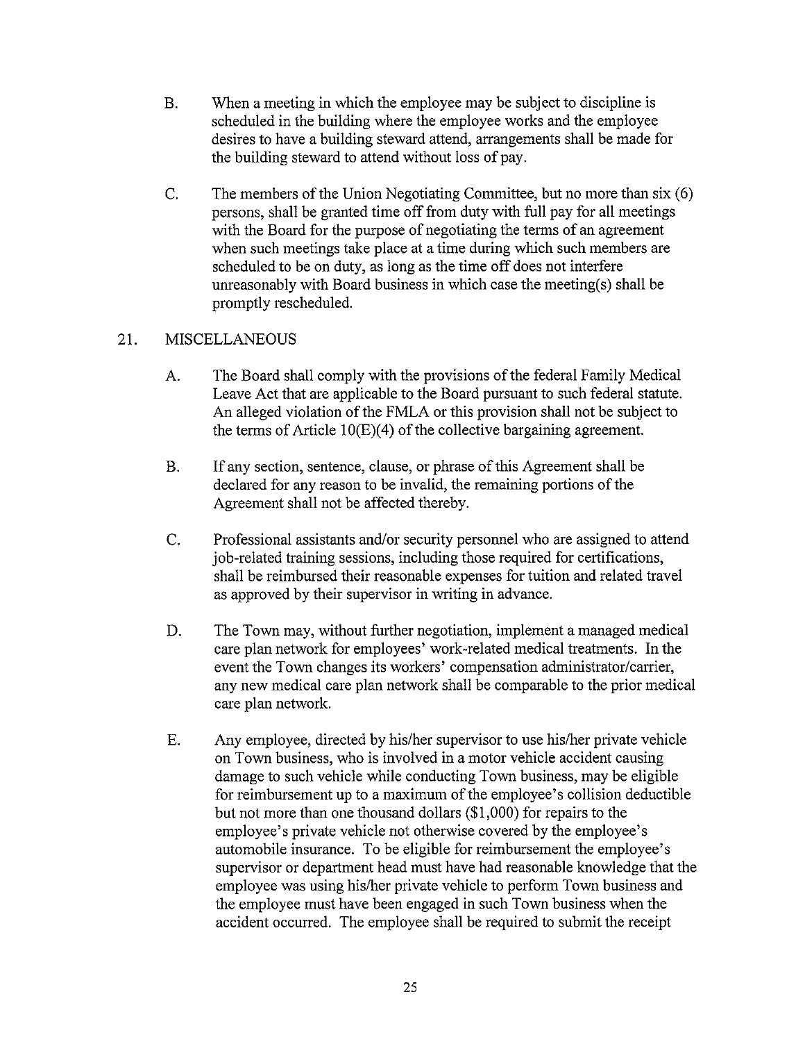B. When a meeting in which the employee may be subject to discipline is scheduled in the building where the employee works and the employee desires to have a building steward attend, arrangements shall be made for the building steward to attend without loss of pay.

C. The members of the Union Negotiating Committee, but no more than six (6) persons, shall be granted time off from duty with full pay for all meetings with the Board for the purpose of negotiating the terms of an agreement when such meetings take place at a time during which such members are scheduled to be on duty, as long as the time off does not interfere unreasonably with Board business in which case the meeting(s) shall be promptly rescheduled.

## 21. MISCELLANEOUS

A. The Board shall comply with the provisions of the federal Family Medical Leave Act that are applicable to the Board pursuant to such federal statute. An alleged violation of the FMLA or this provision shall not be subject to the terms of Article 10(E)(4) of the collective bargaining agreement.

B. If any section, sentence, clause, or phrase of this Agreement shall be declared for any reason to be invalid, the remaining portions of the Agreement shall not be affected thereby.

C. Professional assistants and/or security personnel who are assigned to attend job-related training sessions, including those required for certifications, shall be reimbursed their reasonable expenses for tuition and related travel as approved by their supervisor in writing in advance.

D. The Town may, without further negotiation, implement a managed medical care plan network for employees' work-related medical treatments. In the event the Town changes its workers' compensation administrator/carrier, any new medical care plan network shall be comparable to the prior medical care plan network.

E. Any employee, directed by his/her supervisor to use his/her private vehicle on Town business, who is involved in a motor vehicle accident causing damage to such vehicle while conducting Town business, may be eligible for reimbursement up to a maximum of the employee's collision deductible but not more than one thousand dollars ($1,000) for repairs to the employee's private vehicle not otherwise covered by the employee's automobile insurance. To be eligible for reimbursement the employee's supervisor or department head must have had reasonable knowledge that the employee was using his/her private vehicle to perform Town business and the employee must have been engaged in such Town business when the accident occurred. The employee shall be required to submit the receipt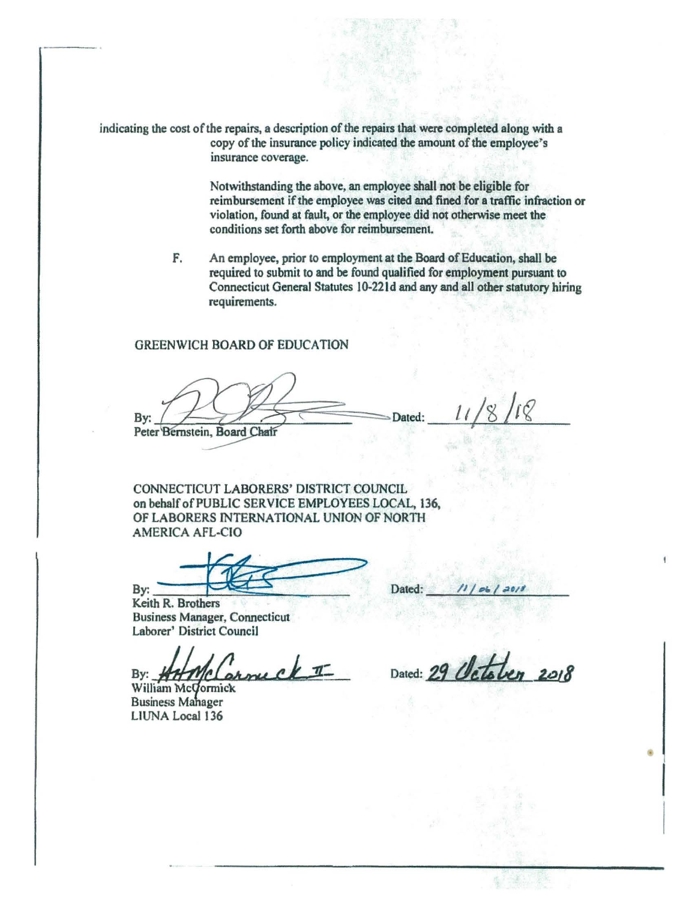indicating the cost of the repairs, a description of the repairs that were completed along with a copy of the insurance policy indicated the amount of the employee's insurance coverage.

Notwithstanding the above, an employee shall not be eligible for reimbursement if the employee was cited and fined for a traffic infraction or violation, found at fault, or the employee did not otherwise meet the conditions set forth above for reimbursement.

F. An employee, prior to employment at the Board of Education, shall be required to submit to and be found qualified for employment pursuant to Connecticut General Statutes 10-221d and any and all other statutory hiring requirements.

GREENWICH BOARD OF EDUCATION

By: _______________________ Dated: 11/8/18
Peter Bernstein, Board Chair

CONNECTICUT LABORERS' DISTRICT COUNCIL
on behalf of PUBLIC SERVICE EMPLOYEES LOCAL, 136,
OF LABORERS INTERNATIONAL UNION OF NORTH
AMERICA AFL-CIO

By: _______________________ Dated: 11/06/2018
Keith R. Brothers
Business Manager, Connecticut
Laborer' District Council

By: _______________________ Dated: 29 October 2018
William McCormick
Business Manager
LIUNA Local 136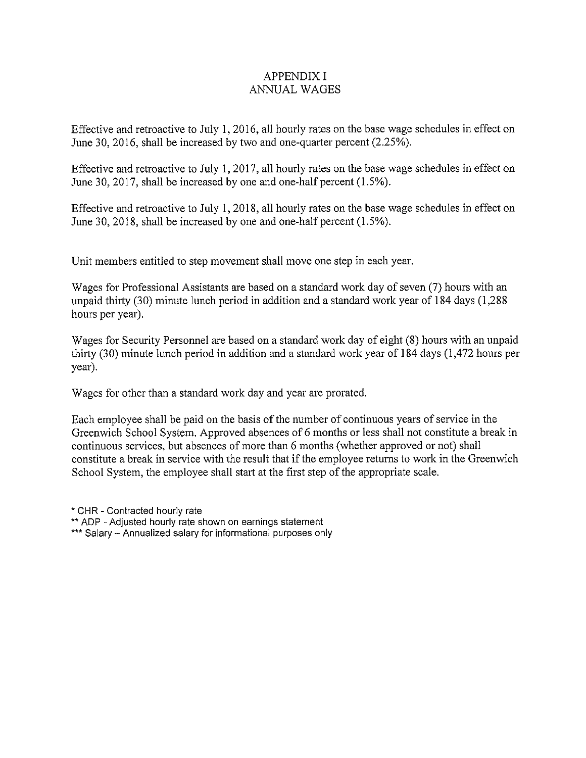# APPENDIX I
## ANNUAL WAGES

Effective and retroactive to July 1, 2016, all hourly rates on the base wage schedules in effect on June 30, 2016, shall be increased by two and one-quarter percent (2.25%).

Effective and retroactive to July 1, 2017, all hourly rates on the base wage schedules in effect on June 30, 2017, shall be increased by one and one-half percent (1.5%).

Effective and retroactive to July 1, 2018, all hourly rates on the base wage schedules in effect on June 30, 2018, shall be increased by one and one-half percent (1.5%).

Unit members entitled to step movement shall move one step in each year.

Wages for Professional Assistants are based on a standard work day of seven (7) hours with an unpaid thirty (30) minute lunch period in addition and a standard work year of 184 days (1,288 hours per year).

Wages for Security Personnel are based on a standard work day of eight (8) hours with an unpaid thirty (30) minute lunch period in addition and a standard work year of 184 days (1,472 hours per year).

Wages for other than a standard work day and year are prorated.

Each employee shall be paid on the basis of the number of continuous years of service in the Greenwich School System. Approved absences of 6 months or less shall not constitute a break in continuous services, but absences of more than 6 months (whether approved or not) shall constitute a break in service with the result that if the employee returns to work in the Greenwich School System, the employee shall start at the first step of the appropriate scale.

* CHR - Contracted hourly rate
** ADP - Adjusted hourly rate shown on earnings statement
*** Salary – Annualized salary for informational purposes only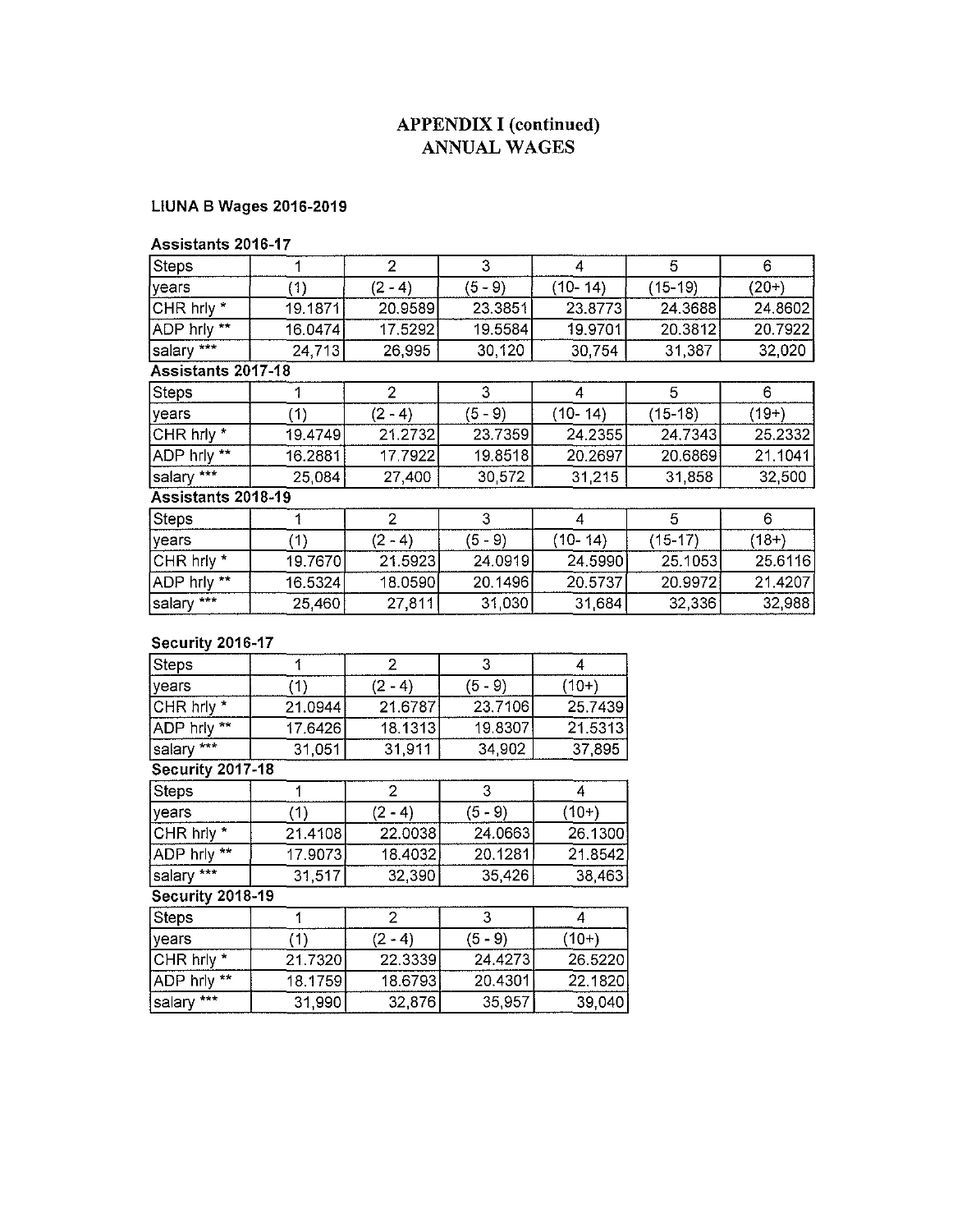# APPENDIX I (continued)
# ANNUAL WAGES

## LIUNA B Wages 2016-2019

### Assistants 2016-17

| Steps | 1 | 2 | 3 | 4 | 5 | 6 |
|---|---|---|---|---|---|---|
| years | (1) | (2 - 4) | (5 - 9) | (10- 14) | (15-19) | (20+) |
| CHR hrly * | 19.1871 | 20.9589 | 23.3851 | 23.8773 | 24.3688 | 24.8602 |
| ADP hrly ** | 16.0474 | 17.5292 | 19.5584 | 19.9701 | 20.3812 | 20.7922 |
| salary *** | 24,713 | 26,995 | 30,120 | 30,754 | 31,387 | 32,020 |

### Assistants 2017-18

| Steps | 1 | 2 | 3 | 4 | 5 | 6 |
|---|---|---|---|---|---|---|
| years | (1) | (2 - 4) | (5 - 9) | (10- 14) | (15-18) | (19+) |
| CHR hrly * | 19.4749 | 21.2732 | 23.7359 | 24.2355 | 24.7343 | 25.2332 |
| ADP hrly ** | 16.2881 | 17.7922 | 19.8518 | 20.2697 | 20.6869 | 21.1041 |
| salary *** | 25,084 | 27,400 | 30,572 | 31,215 | 31,858 | 32,500 |

### Assistants 2018-19

| Steps | 1 | 2 | 3 | 4 | 5 | 6 |
|---|---|---|---|---|---|---|
| years | (1) | (2 - 4) | (5 - 9) | (10- 14) | (15-17) | (18+) |
| CHR hrly * | 19.7670 | 21.5923 | 24.0919 | 24.5990 | 25.1053 | 25.6116 |
| ADP hrly ** | 16.5324 | 18.0590 | 20.1496 | 20.5737 | 20.9972 | 21.4207 |
| salary *** | 25,460 | 27,811 | 31,030 | 31,684 | 32,336 | 32,988 |

### Security 2016-17

| Steps | 1 | 2 | 3 | 4 |
|---|---|---|---|---|
| years | (1) | (2 - 4) | (5 - 9) | (10+) |
| CHR hrly * | 21.0944 | 21.6787 | 23.7106 | 25.7439 |
| ADP hrly ** | 17.6426 | 18.1313 | 19.8307 | 21.5313 |
| salary *** | 31,051 | 31,911 | 34,902 | 37,895 |

### Security 2017-18

| Steps | 1 | 2 | 3 | 4 |
|---|---|---|---|---|
| years | (1) | (2 - 4) | (5 - 9) | (10+) |
| CHR hrly * | 21.4108 | 22.0038 | 24.0663 | 26.1300 |
| ADP hrly ** | 17.9073 | 18.4032 | 20.1281 | 21.8542 |
| salary *** | 31,517 | 32,390 | 35,426 | 38,463 |

### Security 2018-19

| Steps | 1 | 2 | 3 | 4 |
|---|---|---|---|---|
| years | (1) | (2 - 4) | (5 - 9) | (10+) |
| CHR hrly * | 21.7320 | 22.3339 | 24.4273 | 26.5220 |
| ADP hrly ** | 18.1759 | 18.6793 | 20.4301 | 22.1820 |
| salary *** | 31,990 | 32,876 | 35,957 | 39,040 |